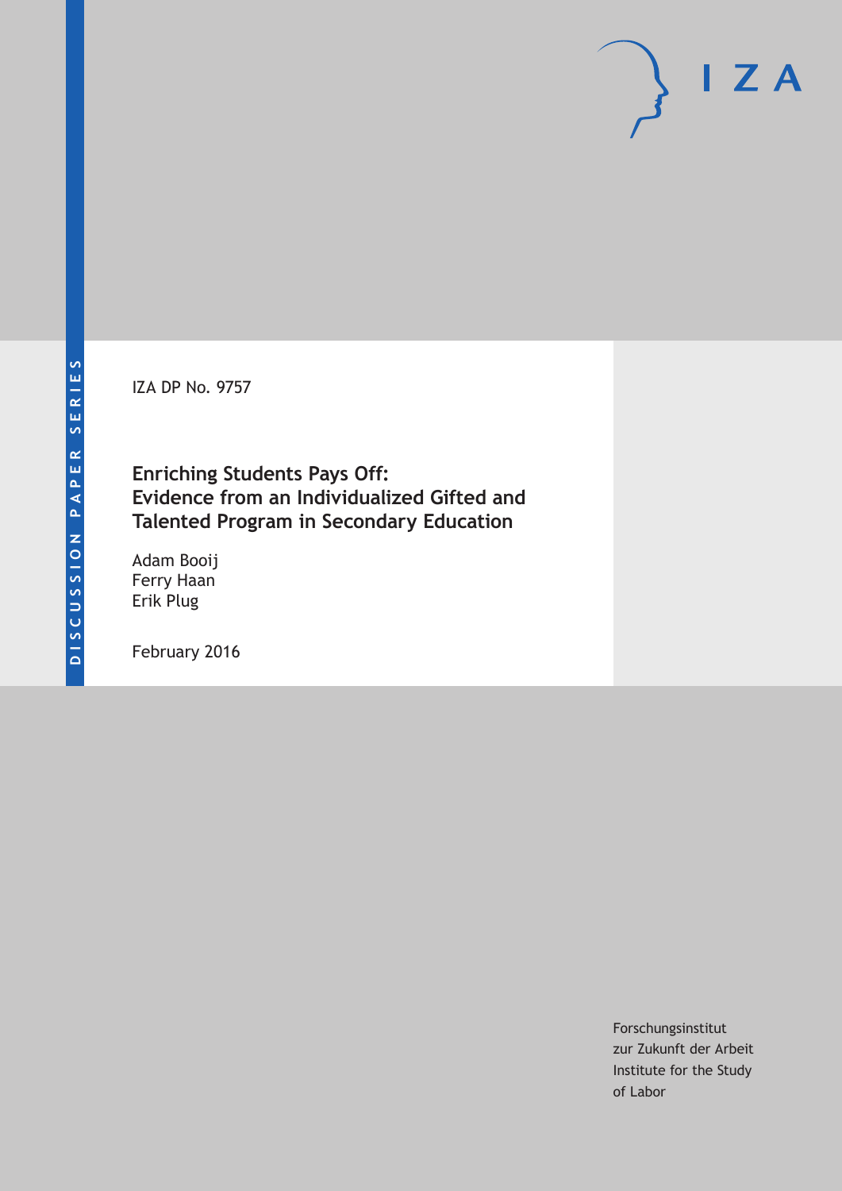DISCUSSION PAPER SERIES

IZA DP No. 9757

# Enriching Students Pays Off: Evidence from an Individualized Gifted and Talented Program in Secondary Education

Adam Booij
Ferry Haan
Erik Plug

February 2016

Forschungsinstitut
zur Zukunft der Arbeit
Institute for the Study
of Labor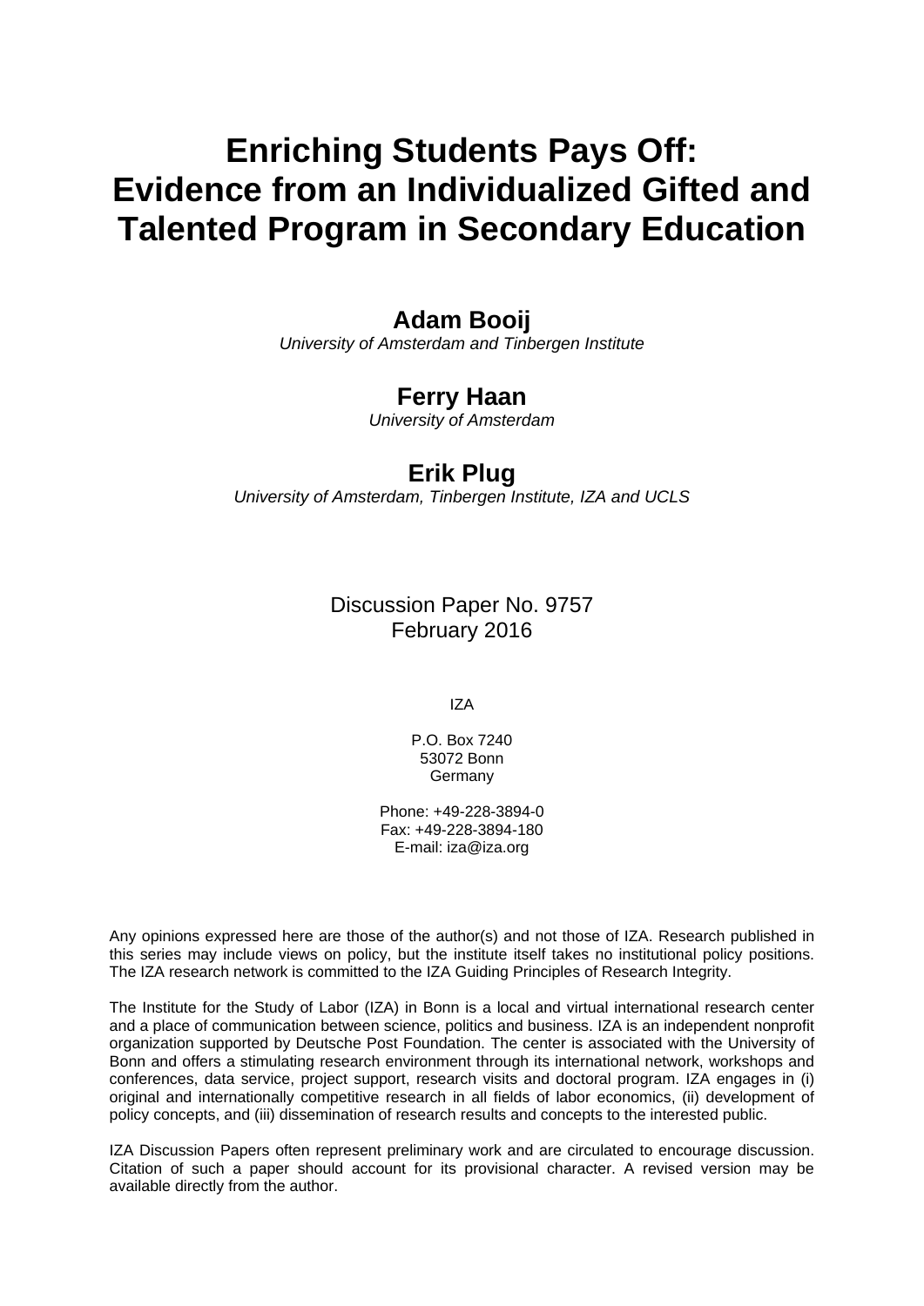# Enriching Students Pays Off: Evidence from an Individualized Gifted and Talented Program in Secondary Education

**Adam Booij**
*University of Amsterdam and Tinbergen Institute*

**Ferry Haan**
*University of Amsterdam*

**Erik Plug**
*University of Amsterdam, Tinbergen Institute, IZA and UCLS*

Discussion Paper No. 9757
February 2016

IZA

P.O. Box 7240
53072 Bonn
Germany

Phone: +49-228-3894-0
Fax: +49-228-3894-180
E-mail: iza@iza.org

Any opinions expressed here are those of the author(s) and not those of IZA. Research published in this series may include views on policy, but the institute itself takes no institutional policy positions. The IZA research network is committed to the IZA Guiding Principles of Research Integrity.

The Institute for the Study of Labor (IZA) in Bonn is a local and virtual international research center and a place of communication between science, politics and business. IZA is an independent nonprofit organization supported by Deutsche Post Foundation. The center is associated with the University of Bonn and offers a stimulating research environment through its international network, workshops and conferences, data service, project support, research visits and doctoral program. IZA engages in (i) original and internationally competitive research in all fields of labor economics, (ii) development of policy concepts, and (iii) dissemination of research results and concepts to the interested public.

IZA Discussion Papers often represent preliminary work and are circulated to encourage discussion. Citation of such a paper should account for its provisional character. A revised version may be available directly from the author.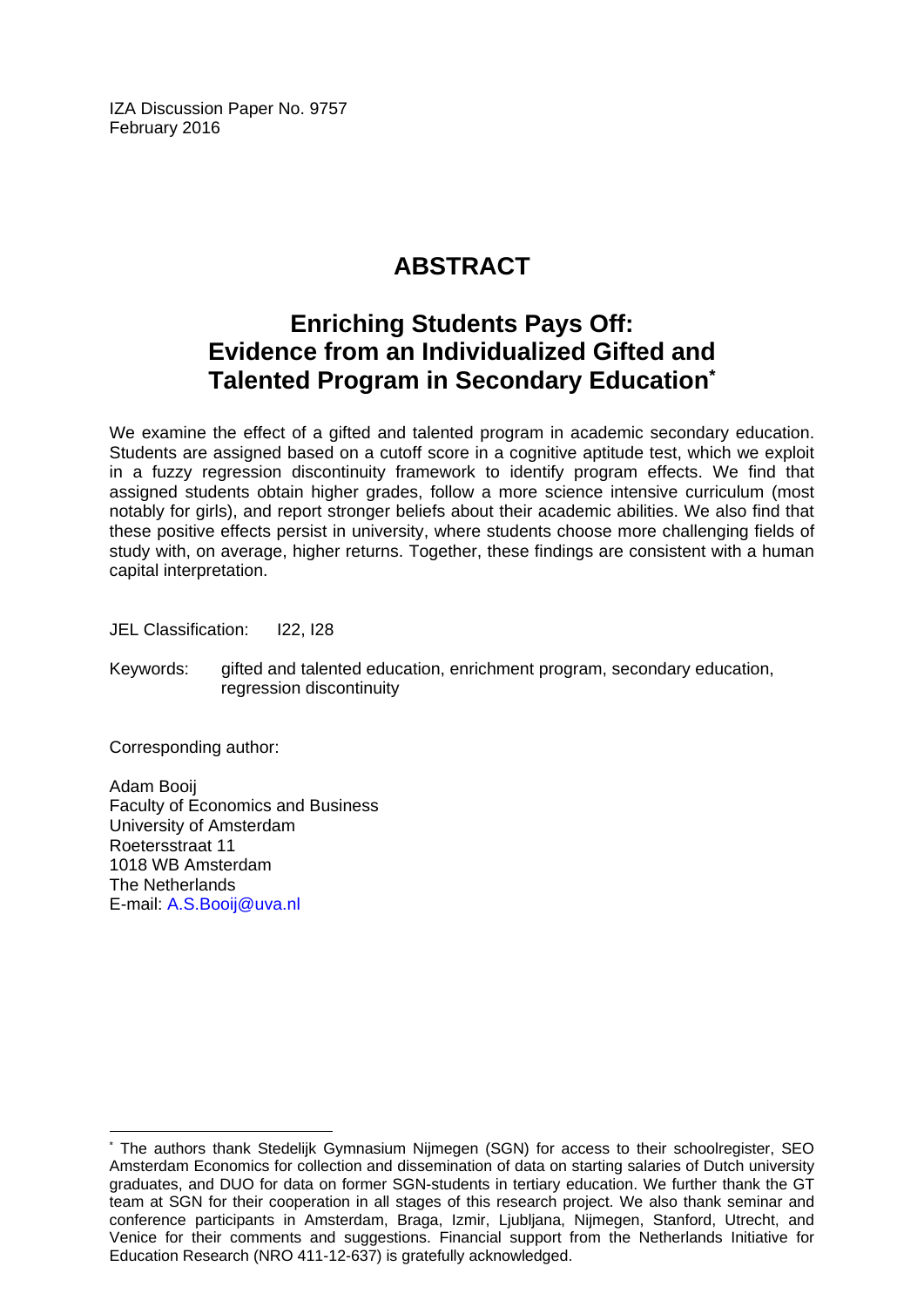IZA Discussion Paper No. 9757
February 2016

# ABSTRACT

## Enriching Students Pays Off: Evidence from an Individualized Gifted and Talented Program in Secondary Education*

We examine the effect of a gifted and talented program in academic secondary education. Students are assigned based on a cutoff score in a cognitive aptitude test, which we exploit in a fuzzy regression discontinuity framework to identify program effects. We find that assigned students obtain higher grades, follow a more science intensive curriculum (most notably for girls), and report stronger beliefs about their academic abilities. We also find that these positive effects persist in university, where students choose more challenging fields of study with, on average, higher returns. Together, these findings are consistent with a human capital interpretation.

JEL Classification: I22, I28

Keywords: gifted and talented education, enrichment program, secondary education, regression discontinuity

Corresponding author:

Adam Booij
Faculty of Economics and Business
University of Amsterdam
Roetersstraat 11
1018 WB Amsterdam
The Netherlands
E-mail: A.S.Booij@uva.nl

---

* The authors thank Stedelijk Gymnasium Nijmegen (SGN) for access to their schoolregister, SEO Amsterdam Economics for collection and dissemination of data on starting salaries of Dutch university graduates, and DUO for data on former SGN-students in tertiary education. We further thank the GT team at SGN for their cooperation in all stages of this research project. We also thank seminar and conference participants in Amsterdam, Braga, Izmir, Ljubljana, Nijmegen, Stanford, Utrecht, and Venice for their comments and suggestions. Financial support from the Netherlands Initiative for Education Research (NRO 411-12-637) is gratefully acknowledged.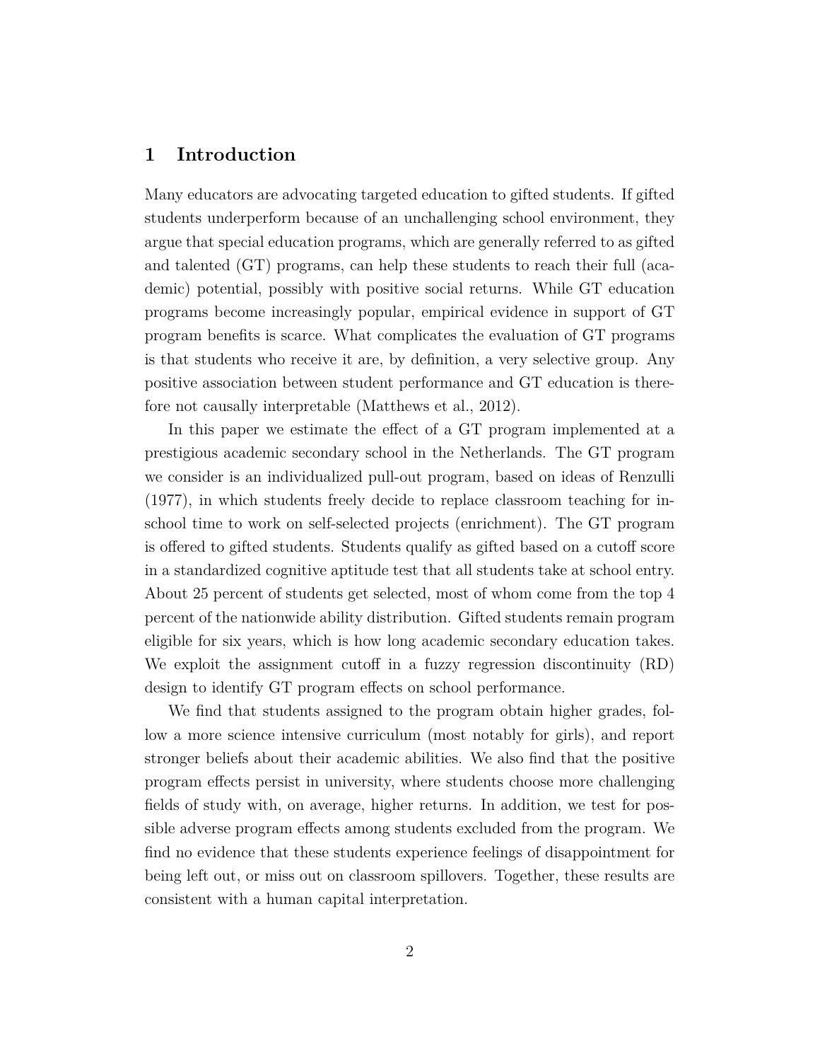# 1 Introduction

Many educators are advocating targeted education to gifted students. If gifted students underperform because of an unchallenging school environment, they argue that special education programs, which are generally referred to as gifted and talented (GT) programs, can help these students to reach their full (academic) potential, possibly with positive social returns. While GT education programs become increasingly popular, empirical evidence in support of GT program benefits is scarce. What complicates the evaluation of GT programs is that students who receive it are, by definition, a very selective group. Any positive association between student performance and GT education is therefore not causally interpretable (Matthews et al., 2012).

In this paper we estimate the effect of a GT program implemented at a prestigious academic secondary school in the Netherlands. The GT program we consider is an individualized pull-out program, based on ideas of Renzulli (1977), in which students freely decide to replace classroom teaching for in-school time to work on self-selected projects (enrichment). The GT program is offered to gifted students. Students qualify as gifted based on a cutoff score in a standardized cognitive aptitude test that all students take at school entry. About 25 percent of students get selected, most of whom come from the top 4 percent of the nationwide ability distribution. Gifted students remain program eligible for six years, which is how long academic secondary education takes. We exploit the assignment cutoff in a fuzzy regression discontinuity (RD) design to identify GT program effects on school performance.

We find that students assigned to the program obtain higher grades, follow a more science intensive curriculum (most notably for girls), and report stronger beliefs about their academic abilities. We also find that the positive program effects persist in university, where students choose more challenging fields of study with, on average, higher returns. In addition, we test for possible adverse program effects among students excluded from the program. We find no evidence that these students experience feelings of disappointment for being left out, or miss out on classroom spillovers. Together, these results are consistent with a human capital interpretation.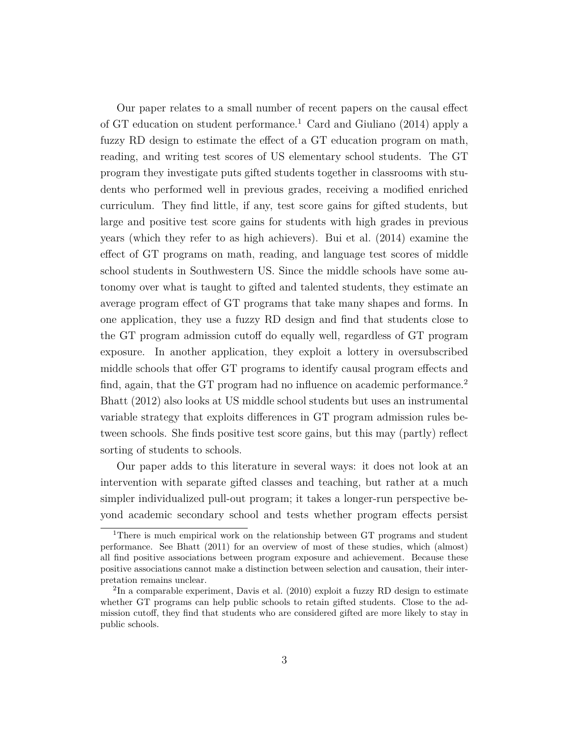Our paper relates to a small number of recent papers on the causal effect of GT education on student performance.[1] Card and Giuliano (2014) apply a fuzzy RD design to estimate the effect of a GT education program on math, reading, and writing test scores of US elementary school students. The GT program they investigate puts gifted students together in classrooms with students who performed well in previous grades, receiving a modified enriched curriculum. They find little, if any, test score gains for gifted students, but large and positive test score gains for students with high grades in previous years (which they refer to as high achievers). Bui et al. (2014) examine the effect of GT programs on math, reading, and language test scores of middle school students in Southwestern US. Since the middle schools have some autonomy over what is taught to gifted and talented students, they estimate an average program effect of GT programs that take many shapes and forms. In one application, they use a fuzzy RD design and find that students close to the GT program admission cutoff do equally well, regardless of GT program exposure. In another application, they exploit a lottery in oversubscribed middle schools that offer GT programs to identify causal program effects and find, again, that the GT program had no influence on academic performance.[2] Bhatt (2012) also looks at US middle school students but uses an instrumental variable strategy that exploits differences in GT program admission rules between schools. She finds positive test score gains, but this may (partly) reflect sorting of students to schools.

Our paper adds to this literature in several ways: it does not look at an intervention with separate gifted classes and teaching, but rather at a much simpler individualized pull-out program; it takes a longer-run perspective beyond academic secondary school and tests whether program effects persist

[1] There is much empirical work on the relationship between GT programs and student performance. See Bhatt (2011) for an overview of most of these studies, which (almost) all find positive associations between program exposure and achievement. Because these positive associations cannot make a distinction between selection and causation, their interpretation remains unclear.

[2] In a comparable experiment, Davis et al. (2010) exploit a fuzzy RD design to estimate whether GT programs can help public schools to retain gifted students. Close to the admission cutoff, they find that students who are considered gifted are more likely to stay in public schools.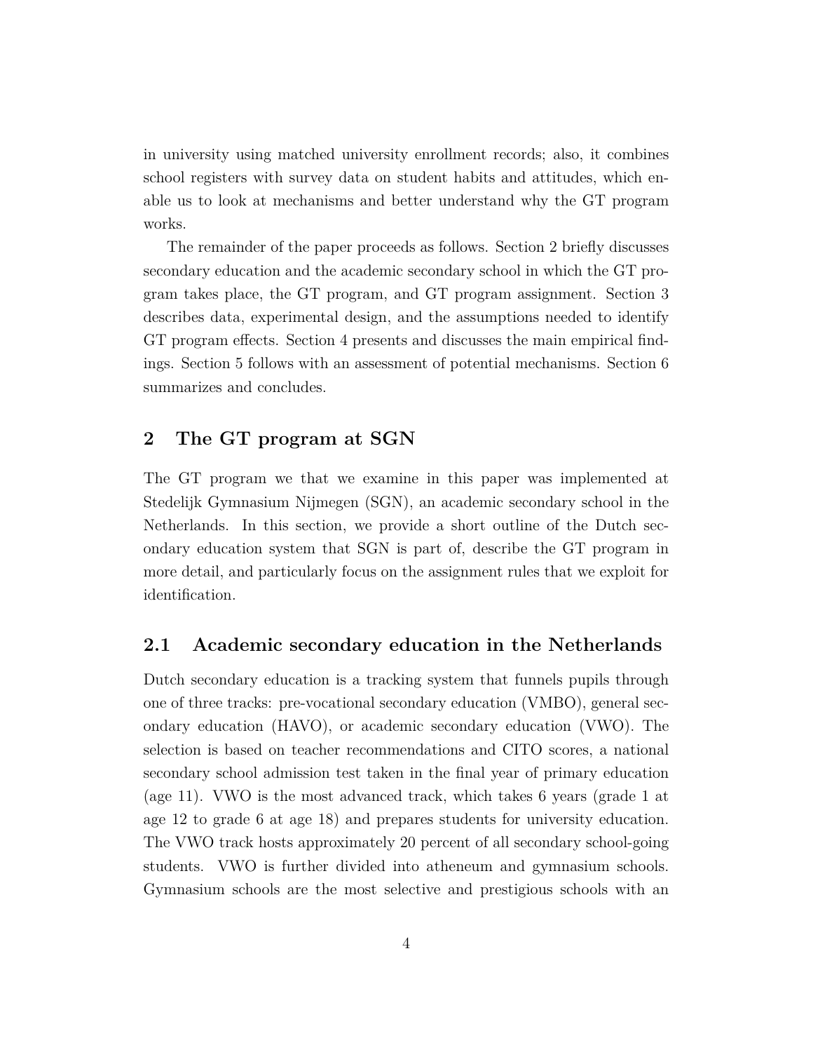in university using matched university enrollment records; also, it combines school registers with survey data on student habits and attitudes, which enable us to look at mechanisms and better understand why the GT program works.

The remainder of the paper proceeds as follows. Section 2 briefly discusses secondary education and the academic secondary school in which the GT program takes place, the GT program, and GT program assignment. Section 3 describes data, experimental design, and the assumptions needed to identify GT program effects. Section 4 presents and discusses the main empirical findings. Section 5 follows with an assessment of potential mechanisms. Section 6 summarizes and concludes.

## 2 The GT program at SGN

The GT program we that we examine in this paper was implemented at Stedelijk Gymnasium Nijmegen (SGN), an academic secondary school in the Netherlands. In this section, we provide a short outline of the Dutch secondary education system that SGN is part of, describe the GT program in more detail, and particularly focus on the assignment rules that we exploit for identification.

### 2.1 Academic secondary education in the Netherlands

Dutch secondary education is a tracking system that funnels pupils through one of three tracks: pre-vocational secondary education (VMBO), general secondary education (HAVO), or academic secondary education (VWO). The selection is based on teacher recommendations and CITO scores, a national secondary school admission test taken in the final year of primary education (age 11). VWO is the most advanced track, which takes 6 years (grade 1 at age 12 to grade 6 at age 18) and prepares students for university education. The VWO track hosts approximately 20 percent of all secondary school-going students. VWO is further divided into atheneum and gymnasium schools. Gymnasium schools are the most selective and prestigious schools with an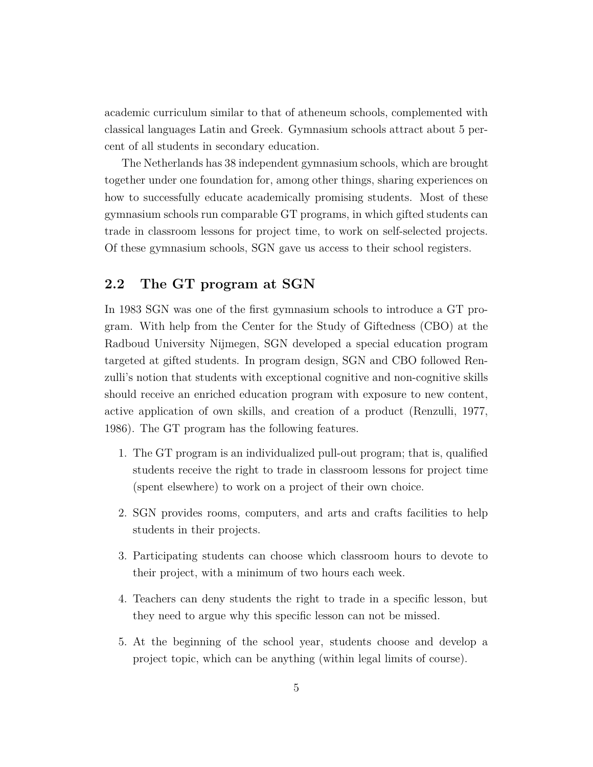academic curriculum similar to that of atheneum schools, complemented with classical languages Latin and Greek. Gymnasium schools attract about 5 percent of all students in secondary education.

The Netherlands has 38 independent gymnasium schools, which are brought together under one foundation for, among other things, sharing experiences on how to successfully educate academically promising students. Most of these gymnasium schools run comparable GT programs, in which gifted students can trade in classroom lessons for project time, to work on self-selected projects. Of these gymnasium schools, SGN gave us access to their school registers.

## 2.2 The GT program at SGN

In 1983 SGN was one of the first gymnasium schools to introduce a GT program. With help from the Center for the Study of Giftedness (CBO) at the Radboud University Nijmegen, SGN developed a special education program targeted at gifted students. In program design, SGN and CBO followed Renzulli's notion that students with exceptional cognitive and non-cognitive skills should receive an enriched education program with exposure to new content, active application of own skills, and creation of a product (Renzulli, 1977, 1986). The GT program has the following features.

1. The GT program is an individualized pull-out program; that is, qualified students receive the right to trade in classroom lessons for project time (spent elsewhere) to work on a project of their own choice.

2. SGN provides rooms, computers, and arts and crafts facilities to help students in their projects.

3. Participating students can choose which classroom hours to devote to their project, with a minimum of two hours each week.

4. Teachers can deny students the right to trade in a specific lesson, but they need to argue why this specific lesson can not be missed.

5. At the beginning of the school year, students choose and develop a project topic, which can be anything (within legal limits of course).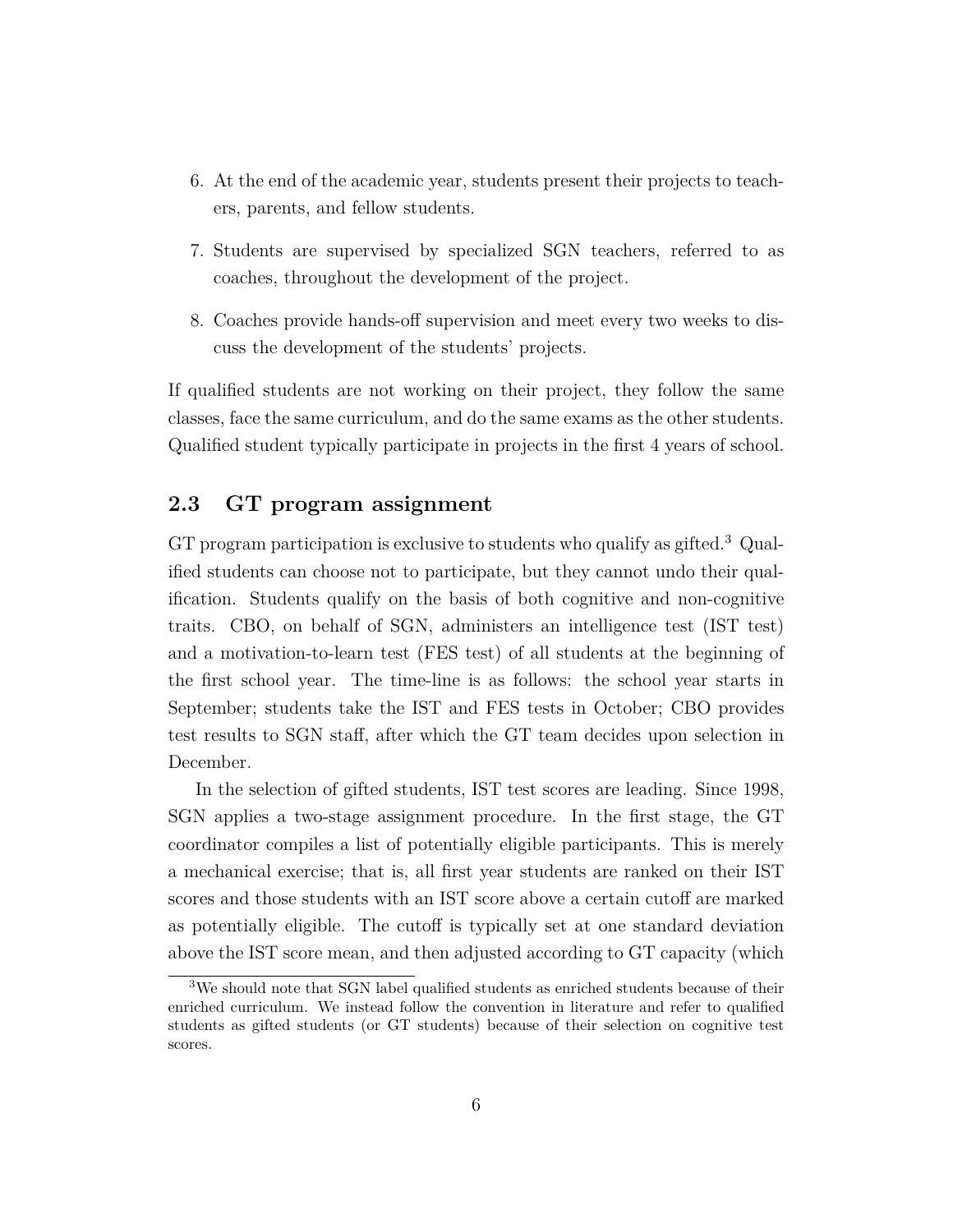6. At the end of the academic year, students present their projects to teachers, parents, and fellow students.
7. Students are supervised by specialized SGN teachers, referred to as coaches, throughout the development of the project.
8. Coaches provide hands-off supervision and meet every two weeks to discuss the development of the students' projects.

If qualified students are not working on their project, they follow the same classes, face the same curriculum, and do the same exams as the other students. Qualified student typically participate in projects in the first 4 years of school.

## 2.3 GT program assignment

GT program participation is exclusive to students who qualify as gifted.[3] Qualified students can choose not to participate, but they cannot undo their qualification. Students qualify on the basis of both cognitive and non-cognitive traits. CBO, on behalf of SGN, administers an intelligence test (IST test) and a motivation-to-learn test (FES test) of all students at the beginning of the first school year. The time-line is as follows: the school year starts in September; students take the IST and FES tests in October; CBO provides test results to SGN staff, after which the GT team decides upon selection in December.

In the selection of gifted students, IST test scores are leading. Since 1998, SGN applies a two-stage assignment procedure. In the first stage, the GT coordinator compiles a list of potentially eligible participants. This is merely a mechanical exercise; that is, all first year students are ranked on their IST scores and those students with an IST score above a certain cutoff are marked as potentially eligible. The cutoff is typically set at one standard deviation above the IST score mean, and then adjusted according to GT capacity (which

[3] We should note that SGN label qualified students as enriched students because of their enriched curriculum. We instead follow the convention in literature and refer to qualified students as gifted students (or GT students) because of their selection on cognitive test scores.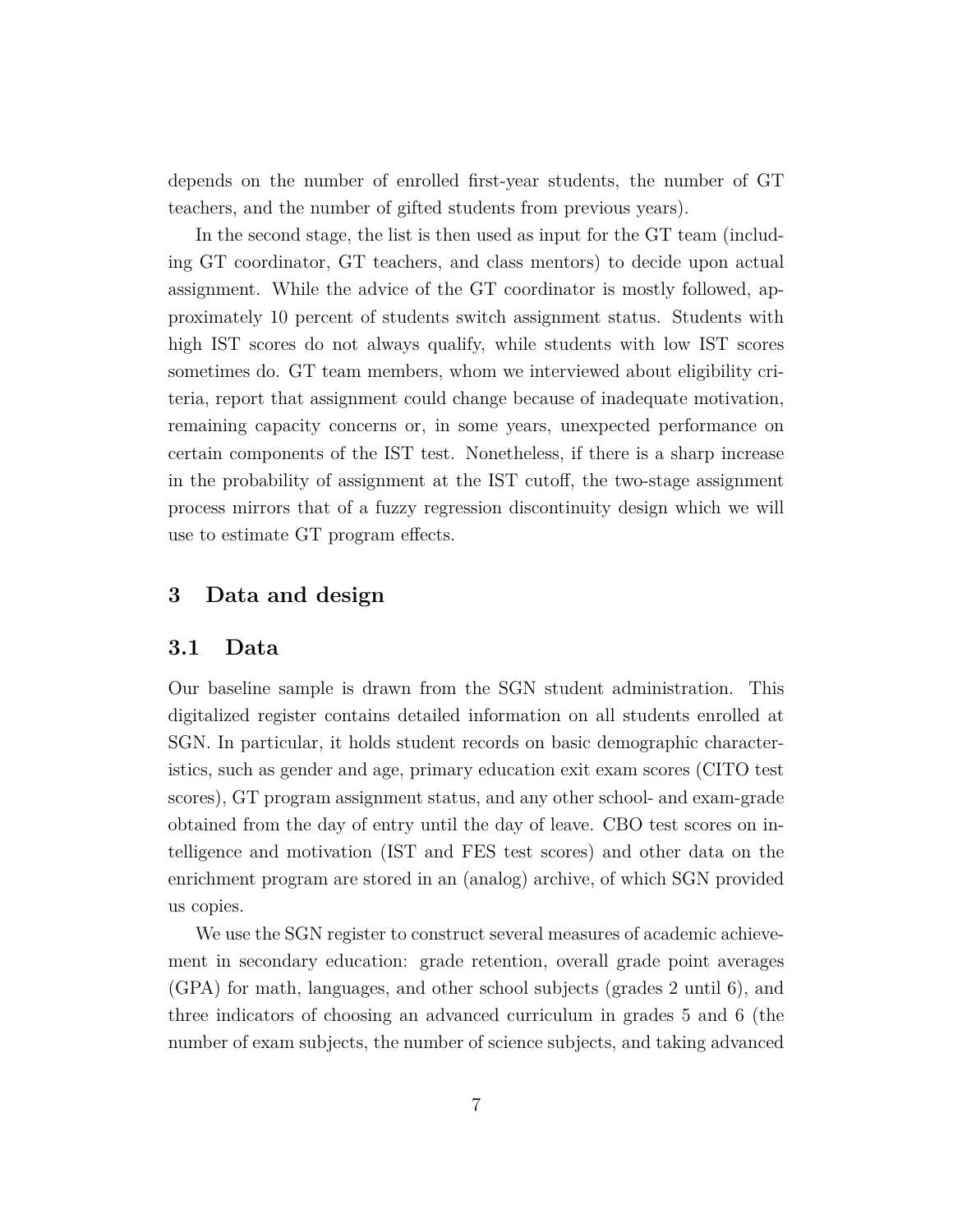depends on the number of enrolled first-year students, the number of GT teachers, and the number of gifted students from previous years).

In the second stage, the list is then used as input for the GT team (including GT coordinator, GT teachers, and class mentors) to decide upon actual assignment. While the advice of the GT coordinator is mostly followed, approximately 10 percent of students switch assignment status. Students with high IST scores do not always qualify, while students with low IST scores sometimes do. GT team members, whom we interviewed about eligibility criteria, report that assignment could change because of inadequate motivation, remaining capacity concerns or, in some years, unexpected performance on certain components of the IST test. Nonetheless, if there is a sharp increase in the probability of assignment at the IST cutoff, the two-stage assignment process mirrors that of a fuzzy regression discontinuity design which we will use to estimate GT program effects.

## 3 Data and design

### 3.1 Data

Our baseline sample is drawn from the SGN student administration. This digitalized register contains detailed information on all students enrolled at SGN. In particular, it holds student records on basic demographic characteristics, such as gender and age, primary education exit exam scores (CITO test scores), GT program assignment status, and any other school- and exam-grade obtained from the day of entry until the day of leave. CBO test scores on intelligence and motivation (IST and FES test scores) and other data on the enrichment program are stored in an (analog) archive, of which SGN provided us copies.

We use the SGN register to construct several measures of academic achievement in secondary education: grade retention, overall grade point averages (GPA) for math, languages, and other school subjects (grades 2 until 6), and three indicators of choosing an advanced curriculum in grades 5 and 6 (the number of exam subjects, the number of science subjects, and taking advanced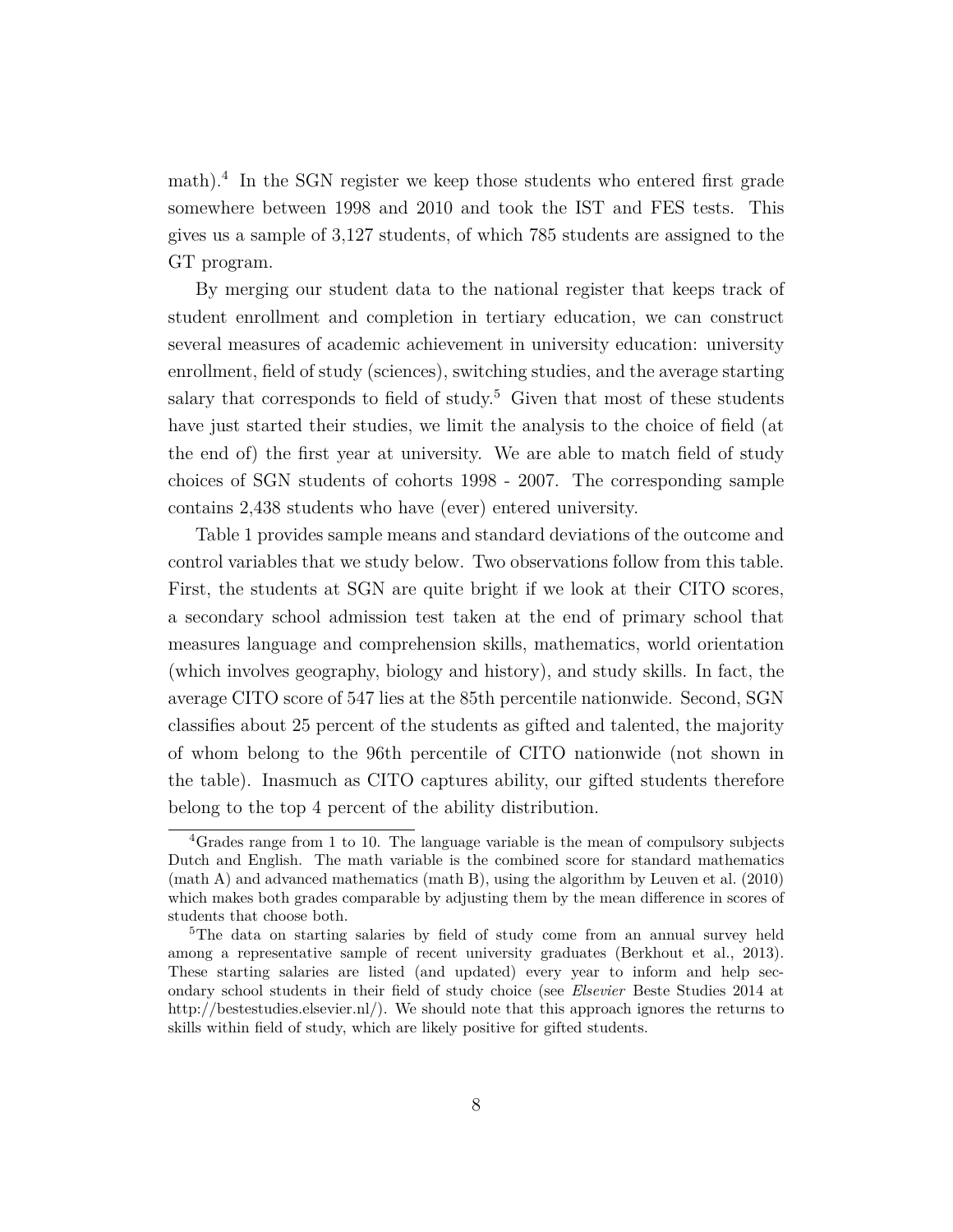math).[4] In the SGN register we keep those students who entered first grade somewhere between 1998 and 2010 and took the IST and FES tests. This gives us a sample of 3,127 students, of which 785 students are assigned to the GT program.

By merging our student data to the national register that keeps track of student enrollment and completion in tertiary education, we can construct several measures of academic achievement in university education: university enrollment, field of study (sciences), switching studies, and the average starting salary that corresponds to field of study.[5] Given that most of these students have just started their studies, we limit the analysis to the choice of field (at the end of) the first year at university. We are able to match field of study choices of SGN students of cohorts 1998 - 2007. The corresponding sample contains 2,438 students who have (ever) entered university.

Table 1 provides sample means and standard deviations of the outcome and control variables that we study below. Two observations follow from this table. First, the students at SGN are quite bright if we look at their CITO scores, a secondary school admission test taken at the end of primary school that measures language and comprehension skills, mathematics, world orientation (which involves geography, biology and history), and study skills. In fact, the average CITO score of 547 lies at the 85th percentile nationwide. Second, SGN classifies about 25 percent of the students as gifted and talented, the majority of whom belong to the 96th percentile of CITO nationwide (not shown in the table). Inasmuch as CITO captures ability, our gifted students therefore belong to the top 4 percent of the ability distribution.

---

[4] Grades range from 1 to 10. The language variable is the mean of compulsory subjects Dutch and English. The math variable is the combined score for standard mathematics (math A) and advanced mathematics (math B), using the algorithm by Leuven et al. (2010) which makes both grades comparable by adjusting them by the mean difference in scores of students that choose both.

[5] The data on starting salaries by field of study come from an annual survey held among a representative sample of recent university graduates (Berkhout et al., 2013). These starting salaries are listed (and updated) every year to inform and help secondary school students in their field of study choice (see *Elsevier* Beste Studies 2014 at http://bestestudies.elsevier.nl/). We should note that this approach ignores the returns to skills within field of study, which are likely positive for gifted students.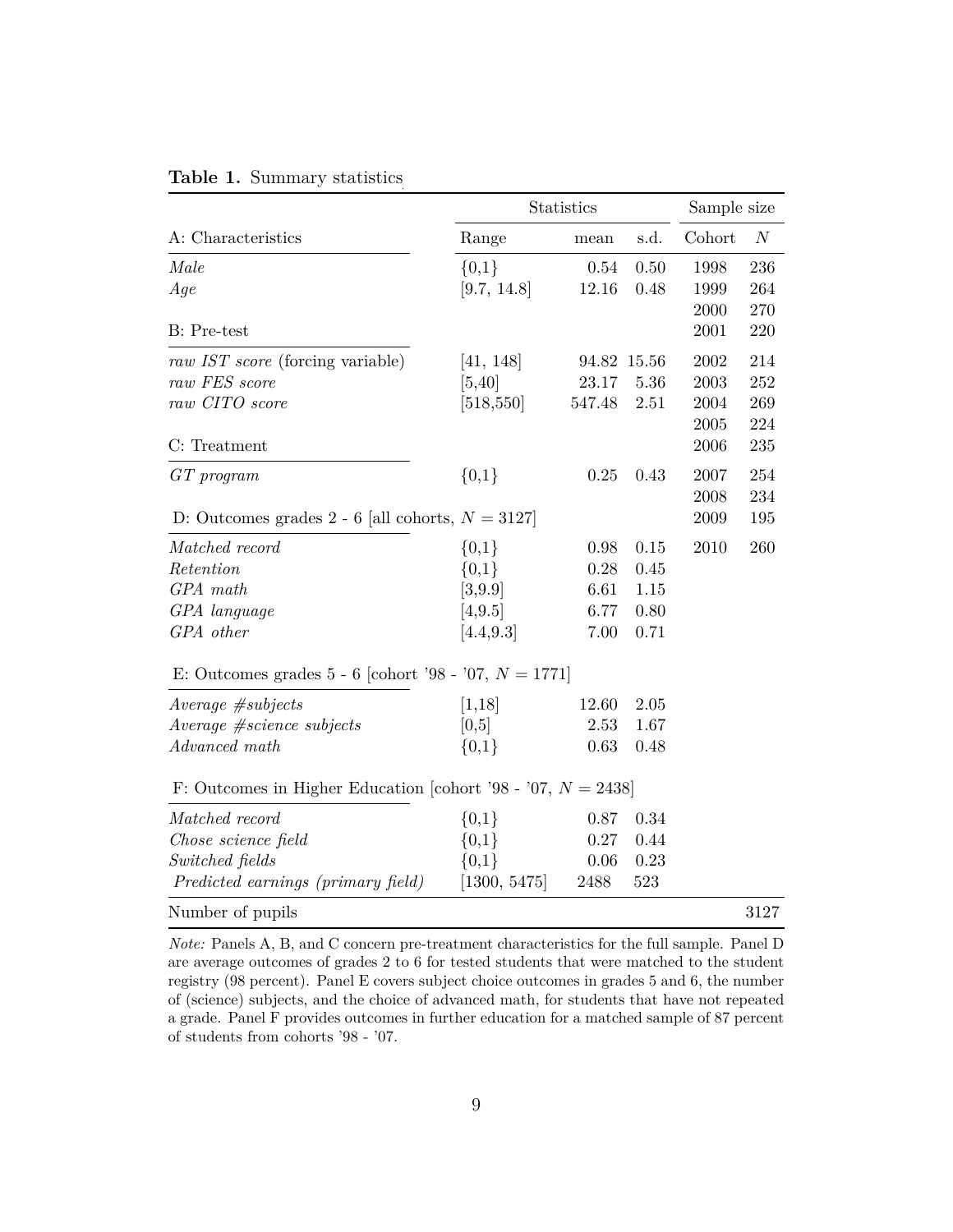**Table 1.** Summary statistics

| | Statistics | | | Sample size | |
|---|---|---|---|---|---|
| A: Characteristics | Range | mean | s.d. | Cohort | $N$ |
| *Male* | {0,1} | 0.54 | 0.50 | 1998 | 236 |
| *Age* | [9.7, 14.8] | 12.16 | 0.48 | 1999 | 264 |
| | | | | 2000 | 270 |
| B: Pre-test | | | | 2001 | 220 |
| *raw IST score* (forcing variable) | [41, 148] | 94.82 | 15.56 | 2002 | 214 |
| *raw FES score* | [5,40] | 23.17 | 5.36 | 2003 | 252 |
| *raw CITO score* | [518,550] | 547.48 | 2.51 | 2004 | 269 |
| | | | | 2005 | 224 |
| C: Treatment | | | | 2006 | 235 |
| *GT program* | {0,1} | 0.25 | 0.43 | 2007 | 254 |
| | | | | 2008 | 234 |
| D: Outcomes grades 2 - 6 [all cohorts, $N = 3127$] | | | | 2009 | 195 |
| *Matched record* | {0,1} | 0.98 | 0.15 | 2010 | 260 |
| *Retention* | {0,1} | 0.28 | 0.45 | | |
| *GPA math* | [3,9.9] | 6.61 | 1.15 | | |
| *GPA language* | [4,9.5] | 6.77 | 0.80 | | |
| *GPA other* | [4.4,9.3] | 7.00 | 0.71 | | |
| E: Outcomes grades 5 - 6 [cohort '98 - '07, $N = 1771$] | | | | | |
| *Average #subjects* | [1,18] | 12.60 | 2.05 | | |
| *Average #science subjects* | [0,5] | 2.53 | 1.67 | | |
| *Advanced math* | {0,1} | 0.63 | 0.48 | | |
| F: Outcomes in Higher Education [cohort '98 - '07, $N = 2438$] | | | | | |
| *Matched record* | {0,1} | 0.87 | 0.34 | | |
| *Chose science field* | {0,1} | 0.27 | 0.44 | | |
| *Switched fields* | {0,1} | 0.06 | 0.23 | | |
| *Predicted earnings (primary field)* | [1300, 5475] | 2488 | 523 | | |
| Number of pupils | | | | | 3127 |

*Note:* Panels A, B, and C concern pre-treatment characteristics for the full sample. Panel D are average outcomes of grades 2 to 6 for tested students that were matched to the student registry (98 percent). Panel E covers subject choice outcomes in grades 5 and 6, the number of (science) subjects, and the choice of advanced math, for students that have not repeated a grade. Panel F provides outcomes in further education for a matched sample of 87 percent of students from cohorts '98 - '07.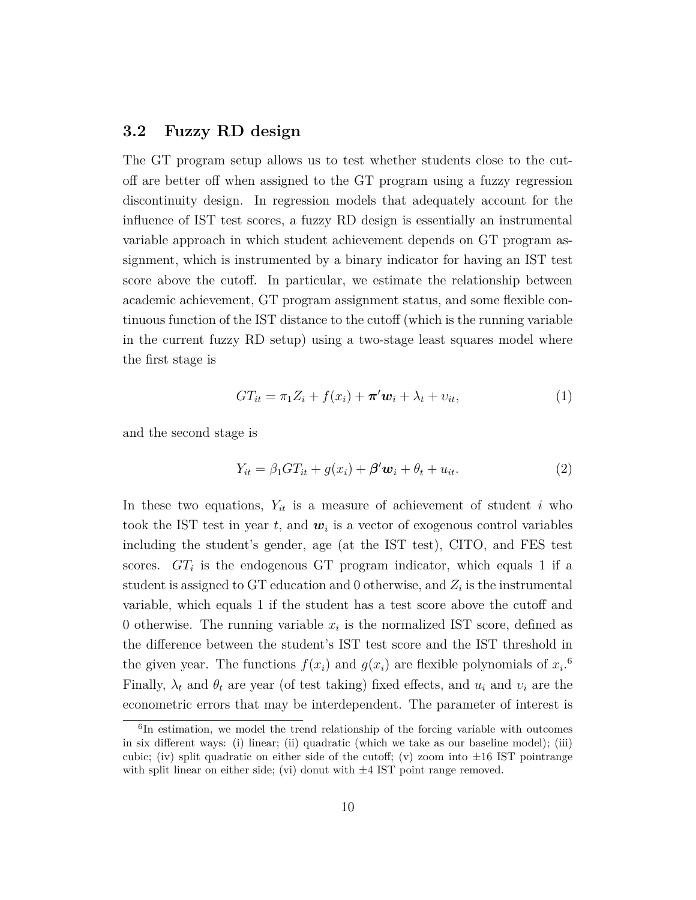### 3.2 Fuzzy RD design

The GT program setup allows us to test whether students close to the cutoff are better off when assigned to the GT program using a fuzzy regression discontinuity design. In regression models that adequately account for the influence of IST test scores, a fuzzy RD design is essentially an instrumental variable approach in which student achievement depends on GT program assignment, which is instrumented by a binary indicator for having an IST test score above the cutoff. In particular, we estimate the relationship between academic achievement, GT program assignment status, and some flexible continuous function of the IST distance to the cutoff (which is the running variable in the current fuzzy RD setup) using a two-stage least squares model where the first stage is

$$GT_{it} = \pi_1 Z_i + f(x_i) + \boldsymbol{\pi}' \boldsymbol{w}_i + \lambda_t + \upsilon_{it}, \tag{1}$$

and the second stage is

$$Y_{it} = \beta_1 GT_{it} + g(x_i) + \boldsymbol{\beta}' \boldsymbol{w}_i + \theta_t + u_{it}. \tag{2}$$

In these two equations, $Y_{it}$ is a measure of achievement of student $i$ who took the IST test in year $t$, and $\boldsymbol{w}_i$ is a vector of exogenous control variables including the student's gender, age (at the IST test), CITO, and FES test scores. $GT_i$ is the endogenous GT program indicator, which equals 1 if a student is assigned to GT education and 0 otherwise, and $Z_i$ is the instrumental variable, which equals 1 if the student has a test score above the cutoff and 0 otherwise. The running variable $x_i$ is the normalized IST score, defined as the difference between the student's IST test score and the IST threshold in the given year. The functions $f(x_i)$ and $g(x_i)$ are flexible polynomials of $x_i$.[6] Finally, $\lambda_t$ and $\theta_t$ are year (of test taking) fixed effects, and $u_i$ and $\upsilon_i$ are the econometric errors that may be interdependent. The parameter of interest is

[6] In estimation, we model the trend relationship of the forcing variable with outcomes in six different ways: (i) linear; (ii) quadratic (which we take as our baseline model); (iii) cubic; (iv) split quadratic on either side of the cutoff; (v) zoom into ±16 IST pointrange with split linear on either side; (vi) donut with ±4 IST point range removed.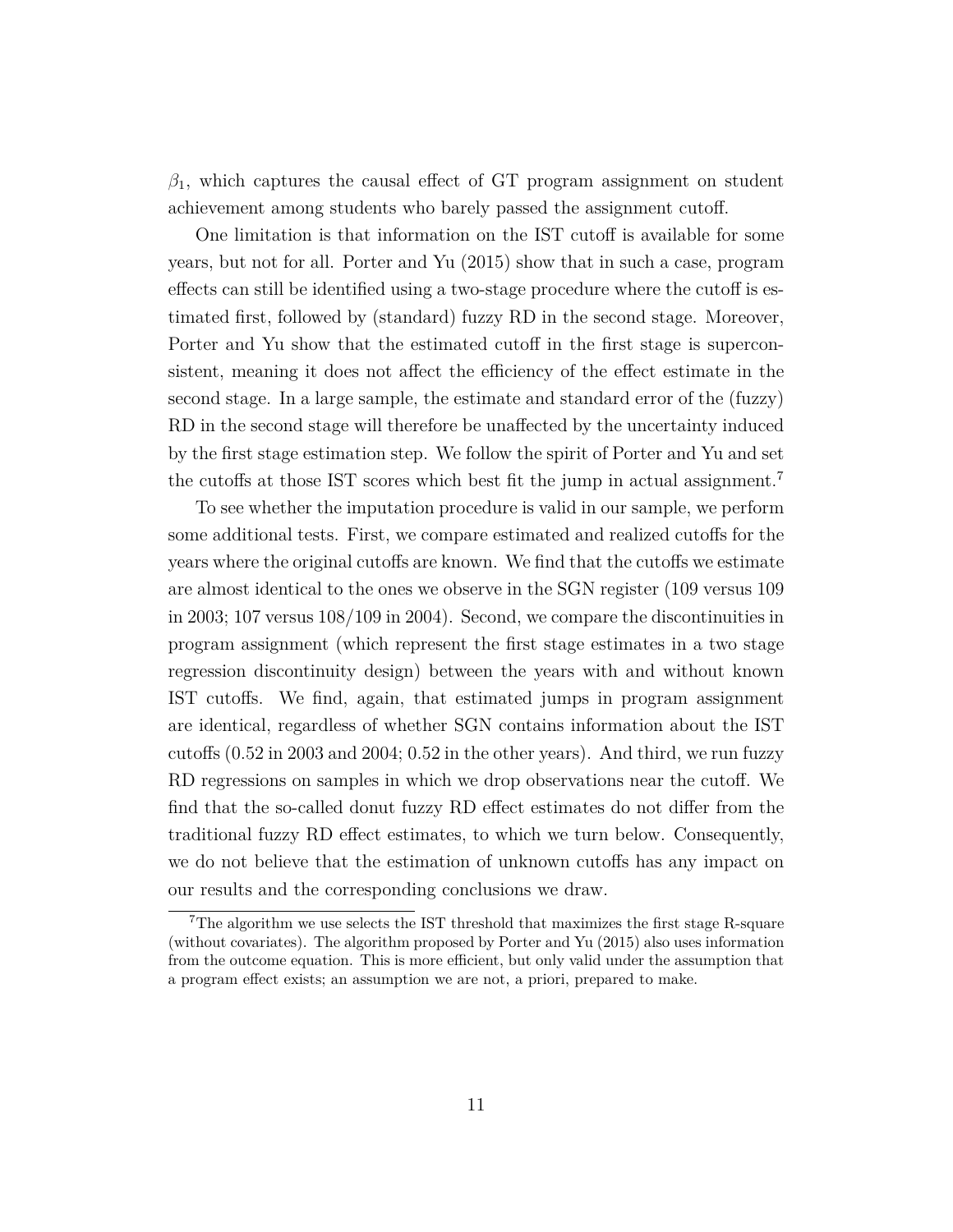$\beta_1$, which captures the causal effect of GT program assignment on student achievement among students who barely passed the assignment cutoff.

One limitation is that information on the IST cutoff is available for some years, but not for all. Porter and Yu (2015) show that in such a case, program effects can still be identified using a two-stage procedure where the cutoff is estimated first, followed by (standard) fuzzy RD in the second stage. Moreover, Porter and Yu show that the estimated cutoff in the first stage is superconsistent, meaning it does not affect the efficiency of the effect estimate in the second stage. In a large sample, the estimate and standard error of the (fuzzy) RD in the second stage will therefore be unaffected by the uncertainty induced by the first stage estimation step. We follow the spirit of Porter and Yu and set the cutoffs at those IST scores which best fit the jump in actual assignment.[7]

To see whether the imputation procedure is valid in our sample, we perform some additional tests. First, we compare estimated and realized cutoffs for the years where the original cutoffs are known. We find that the cutoffs we estimate are almost identical to the ones we observe in the SGN register (109 versus 109 in 2003; 107 versus 108/109 in 2004). Second, we compare the discontinuities in program assignment (which represent the first stage estimates in a two stage regression discontinuity design) between the years with and without known IST cutoffs. We find, again, that estimated jumps in program assignment are identical, regardless of whether SGN contains information about the IST cutoffs (0.52 in 2003 and 2004; 0.52 in the other years). And third, we run fuzzy RD regressions on samples in which we drop observations near the cutoff. We find that the so-called donut fuzzy RD effect estimates do not differ from the traditional fuzzy RD effect estimates, to which we turn below. Consequently, we do not believe that the estimation of unknown cutoffs has any impact on our results and the corresponding conclusions we draw.

[7] The algorithm we use selects the IST threshold that maximizes the first stage R-square (without covariates). The algorithm proposed by Porter and Yu (2015) also uses information from the outcome equation. This is more efficient, but only valid under the assumption that a program effect exists; an assumption we are not, a priori, prepared to make.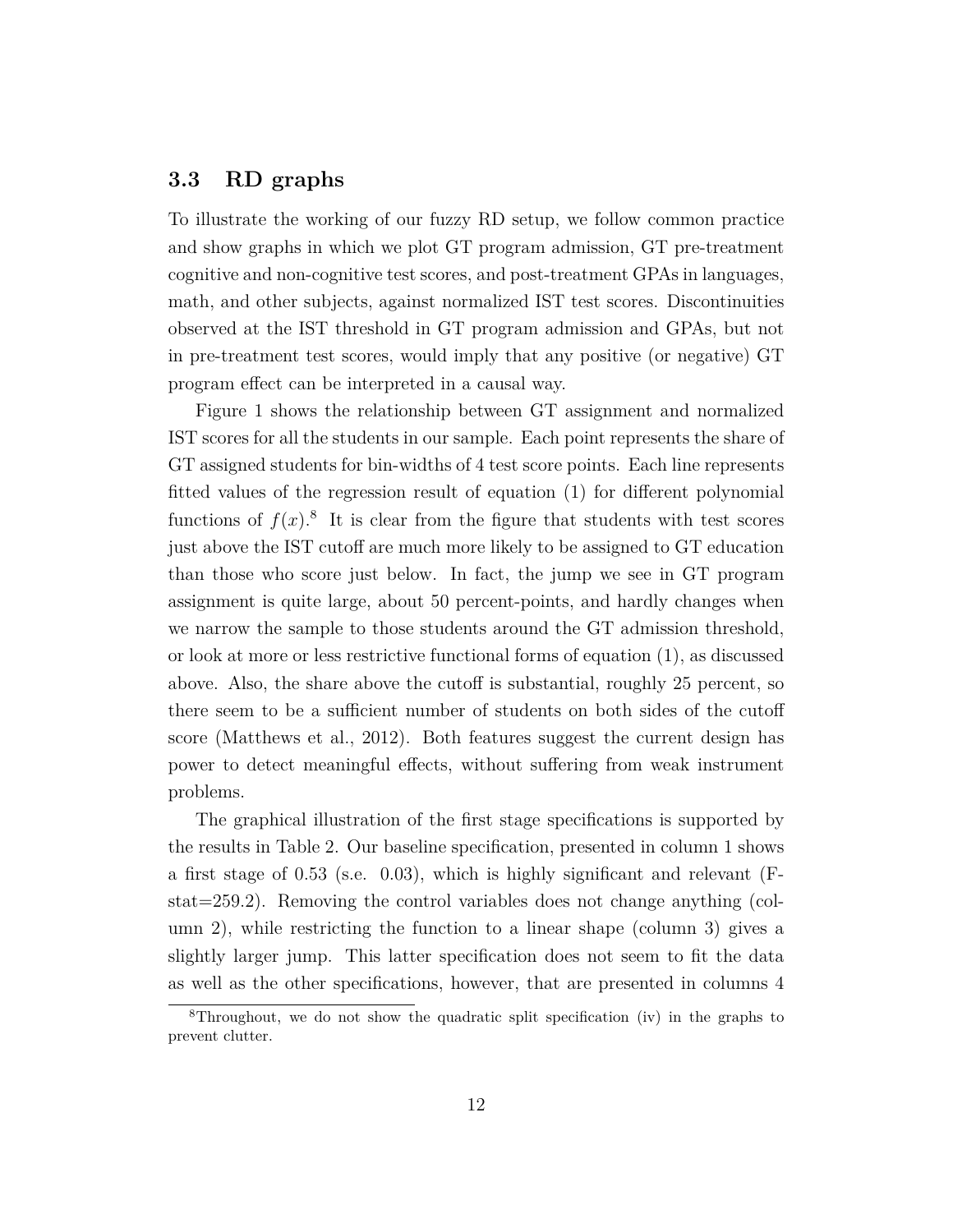### 3.3 RD graphs

To illustrate the working of our fuzzy RD setup, we follow common practice and show graphs in which we plot GT program admission, GT pre-treatment cognitive and non-cognitive test scores, and post-treatment GPAs in languages, math, and other subjects, against normalized IST test scores. Discontinuities observed at the IST threshold in GT program admission and GPAs, but not in pre-treatment test scores, would imply that any positive (or negative) GT program effect can be interpreted in a causal way.

Figure 1 shows the relationship between GT assignment and normalized IST scores for all the students in our sample. Each point represents the share of GT assigned students for bin-widths of 4 test score points. Each line represents fitted values of the regression result of equation (1) for different polynomial functions of $f(x)$.[8] It is clear from the figure that students with test scores just above the IST cutoff are much more likely to be assigned to GT education than those who score just below. In fact, the jump we see in GT program assignment is quite large, about 50 percent-points, and hardly changes when we narrow the sample to those students around the GT admission threshold, or look at more or less restrictive functional forms of equation (1), as discussed above. Also, the share above the cutoff is substantial, roughly 25 percent, so there seem to be a sufficient number of students on both sides of the cutoff score (Matthews et al., 2012). Both features suggest the current design has power to detect meaningful effects, without suffering from weak instrument problems.

The graphical illustration of the first stage specifications is supported by the results in Table 2. Our baseline specification, presented in column 1 shows a first stage of 0.53 (s.e. 0.03), which is highly significant and relevant (F-stat=259.2). Removing the control variables does not change anything (column 2), while restricting the function to a linear shape (column 3) gives a slightly larger jump. This latter specification does not seem to fit the data as well as the other specifications, however, that are presented in columns 4

[8] Throughout, we do not show the quadratic split specification (iv) in the graphs to prevent clutter.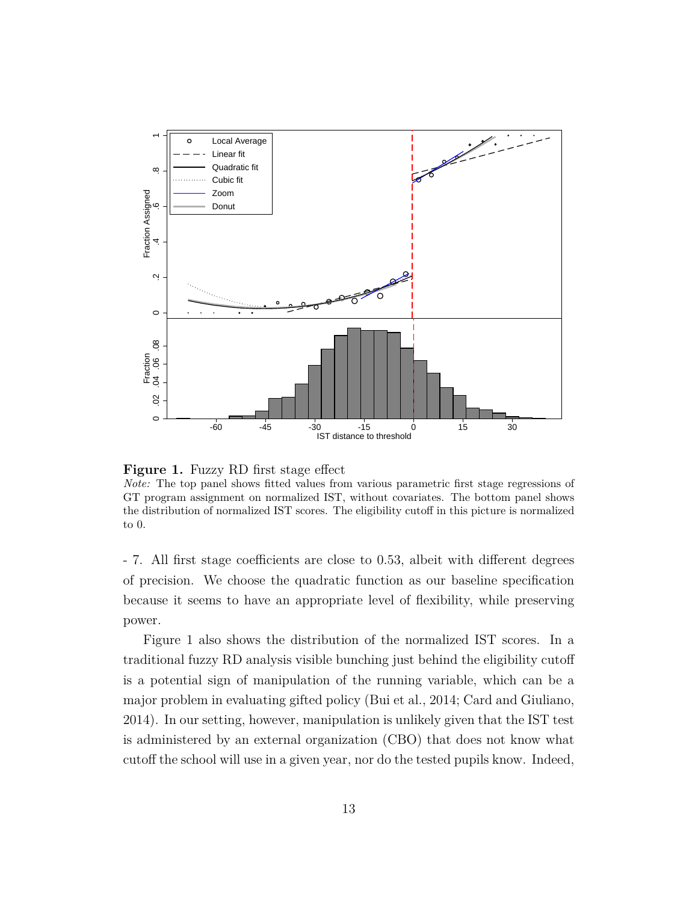**Figure 1.** Fuzzy RD first stage effect

*Note:* The top panel shows fitted values from various parametric first stage regressions of GT program assignment on normalized IST, without covariates. The bottom panel shows the distribution of normalized IST scores. The eligibility cutoff in this picture is normalized to 0.

- 7. All first stage coefficients are close to 0.53, albeit with different degrees of precision. We choose the quadratic function as our baseline specification because it seems to have an appropriate level of flexibility, while preserving power.

Figure 1 also shows the distribution of the normalized IST scores. In a traditional fuzzy RD analysis visible bunching just behind the eligibility cutoff is a potential sign of manipulation of the running variable, which can be a major problem in evaluating gifted policy (Bui et al., 2014; Card and Giuliano, 2014). In our setting, however, manipulation is unlikely given that the IST test is administered by an external organization (CBO) that does not know what cutoff the school will use in a given year, nor do the tested pupils know. Indeed,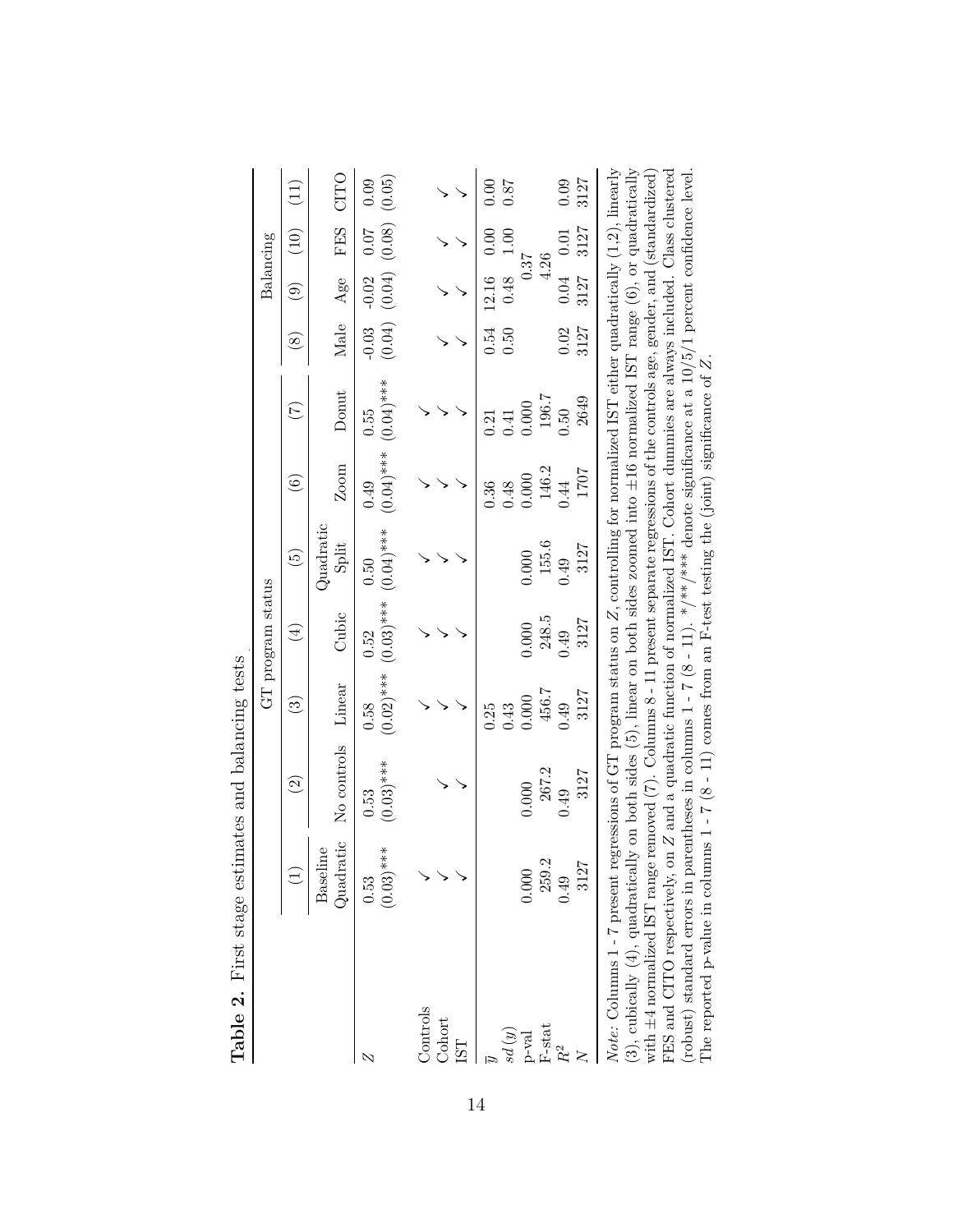**Table 2.** First stage estimates and balancing tests.

| | GT program status | | | | | | | Balancing | | | |
|---|---|---|---|---|---|---|---|---|---|---|---|
| | (1) | (2) | (3) | (4) | (5) | (6) | (7) | (8) | (9) | (10) | (11) |
| | Baseline Quadratic | No controls | Linear | Cubic | Quadratic Split | Zoom | Donut | Male | Age | FES | CITO |
| $Z$ | 0.53 | 0.53 | 0.58 | 0.52 | 0.50 | 0.49 | 0.55 | -0.03 | -0.02 | 0.07 | 0.09 |
| | (0.03)*** | (0.03)*** | (0.02)*** | (0.03)*** | (0.04)*** | (0.04)*** | (0.04)*** | (0.04) | (0.04) | (0.08) | (0.05) |
| Controls | ✓ | | ✓ | ✓ | ✓ | ✓ | ✓ | | | | |
| Cohort | ✓ | ✓ | ✓ | ✓ | ✓ | ✓ | ✓ | ✓ | ✓ | ✓ | ✓ |
| IST | ✓ | ✓ | ✓ | ✓ | ✓ | ✓ | ✓ | ✓ | ✓ | ✓ | ✓ |
| $\overline{y}$ | | | 0.25 | | | 0.36 | 0.21 | 0.54 | 12.16 | 0.00 | 0.00 |
| $sd(y)$ | | | 0.43 | | | 0.48 | 0.41 | 0.50 | 0.48 | 1.00 | 0.87 |
| p-val | 0.000 | 0.000 | 0.000 | 0.000 | 0.000 | 0.000 | 0.000 | | 0.37 | | |
| F-stat | 259.2 | 267.2 | 456.7 | 248.5 | 155.6 | 146.2 | 196.7 | | 4.26 | | |
| $R^2$ | 0.49 | 0.49 | 0.49 | 0.49 | 0.49 | 0.44 | 0.50 | 0.02 | 0.04 | 0.01 | 0.09 |
| $N$ | 3127 | 3127 | 3127 | 3127 | 3127 | 1707 | 2649 | 3127 | 3127 | 3127 | 3127 |

*Note:* Columns 1 - 7 present regressions of GT program status on $Z$, controlling for normalized IST either quadratically (1,2), linearly (3), cubically (4), quadratically on both sides (5), linear on both sides zoomed into $\pm 16$ normalized IST range (6), or quadratically with $\pm 4$ normalized IST range removed (7). Columns 8 - 11 present separate regressions of the controls age, gender, and (standardized) FES and CITO respectively, on $Z$ and a quadratic function of normalized IST. Cohort dummies are always included. Class clustered (robust) standard errors in parentheses in columns 1 - 7 (8 - 11). \*/\*\*/\*\*\* denote significance at a 10/5/1 percent confidence level. The reported p-value in columns 1 - 7 (8 - 11) comes from an F-test testing the (joint) significance of $Z$.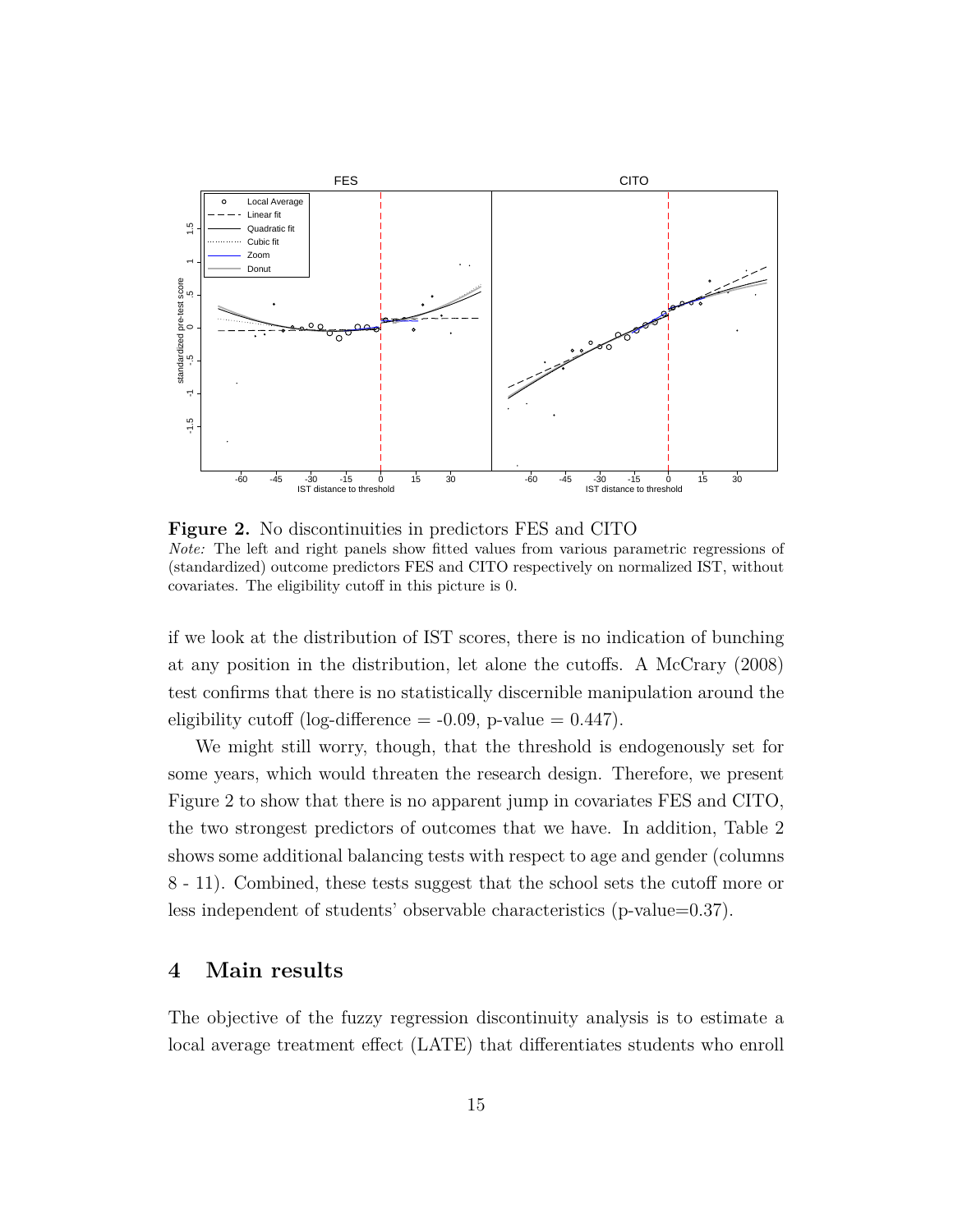**Figure 2.** No discontinuities in predictors FES and CITO

*Note:* The left and right panels show fitted values from various parametric regressions of (standardized) outcome predictors FES and CITO respectively on normalized IST, without covariates. The eligibility cutoff in this picture is 0.

if we look at the distribution of IST scores, there is no indication of bunching at any position in the distribution, let alone the cutoffs. A McCrary (2008) test confirms that there is no statistically discernible manipulation around the eligibility cutoff (log-difference = -0.09, p-value = 0.447).

We might still worry, though, that the threshold is endogenously set for some years, which would threaten the research design. Therefore, we present Figure 2 to show that there is no apparent jump in covariates FES and CITO, the two strongest predictors of outcomes that we have. In addition, Table 2 shows some additional balancing tests with respect to age and gender (columns 8 - 11). Combined, these tests suggest that the school sets the cutoff more or less independent of students' observable characteristics (p-value=0.37).

## 4 Main results

The objective of the fuzzy regression discontinuity analysis is to estimate a local average treatment effect (LATE) that differentiates students who enroll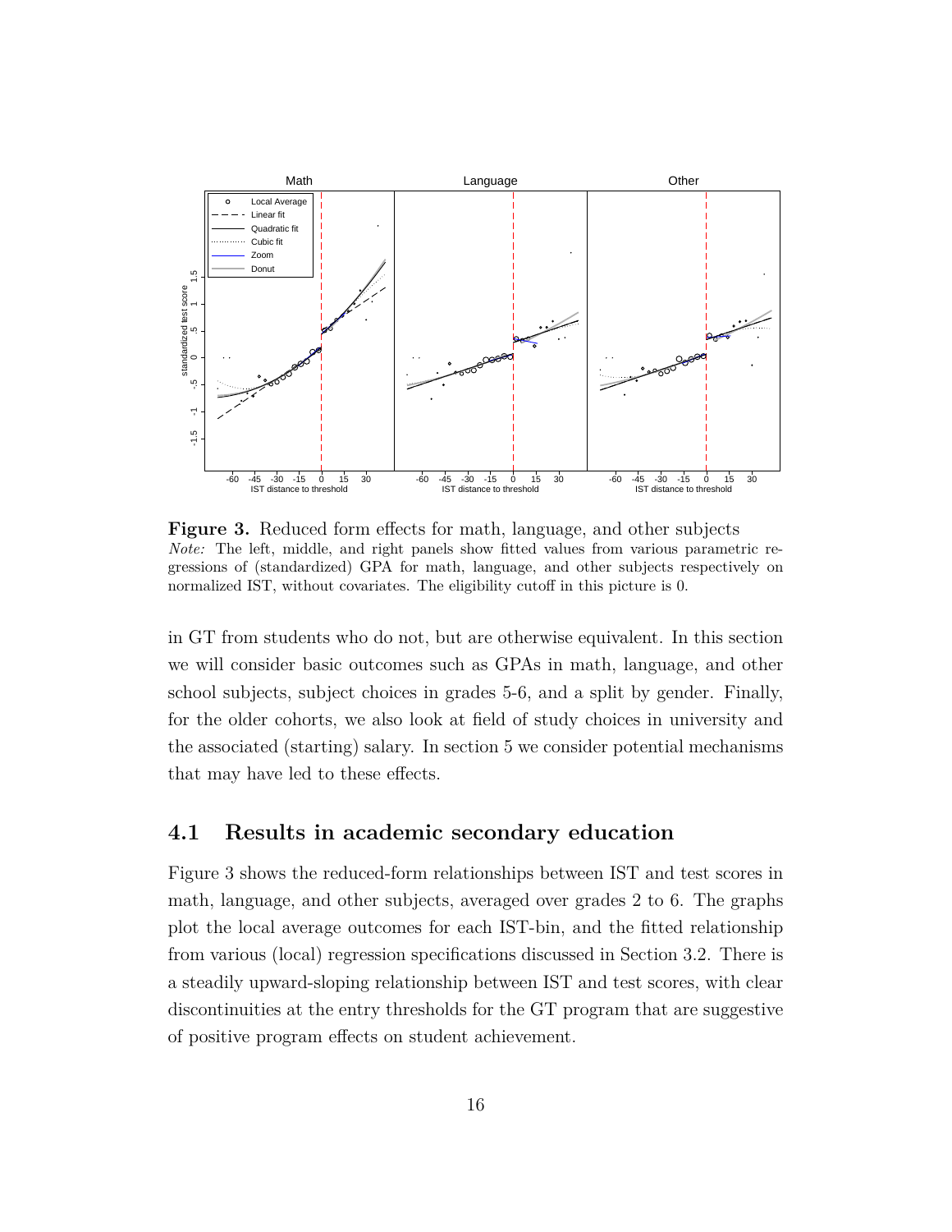**Figure 3.** Reduced form effects for math, language, and other subjects

*Note:* The left, middle, and right panels show fitted values from various parametric regressions of (standardized) GPA for math, language, and other subjects respectively on normalized IST, without covariates. The eligibility cutoff in this picture is 0.

in GT from students who do not, but are otherwise equivalent. In this section we will consider basic outcomes such as GPAs in math, language, and other school subjects, subject choices in grades 5-6, and a split by gender. Finally, for the older cohorts, we also look at field of study choices in university and the associated (starting) salary. In section 5 we consider potential mechanisms that may have led to these effects.

## 4.1 Results in academic secondary education

Figure 3 shows the reduced-form relationships between IST and test scores in math, language, and other subjects, averaged over grades 2 to 6. The graphs plot the local average outcomes for each IST-bin, and the fitted relationship from various (local) regression specifications discussed in Section 3.2. There is a steadily upward-sloping relationship between IST and test scores, with clear discontinuities at the entry thresholds for the GT program that are suggestive of positive program effects on student achievement.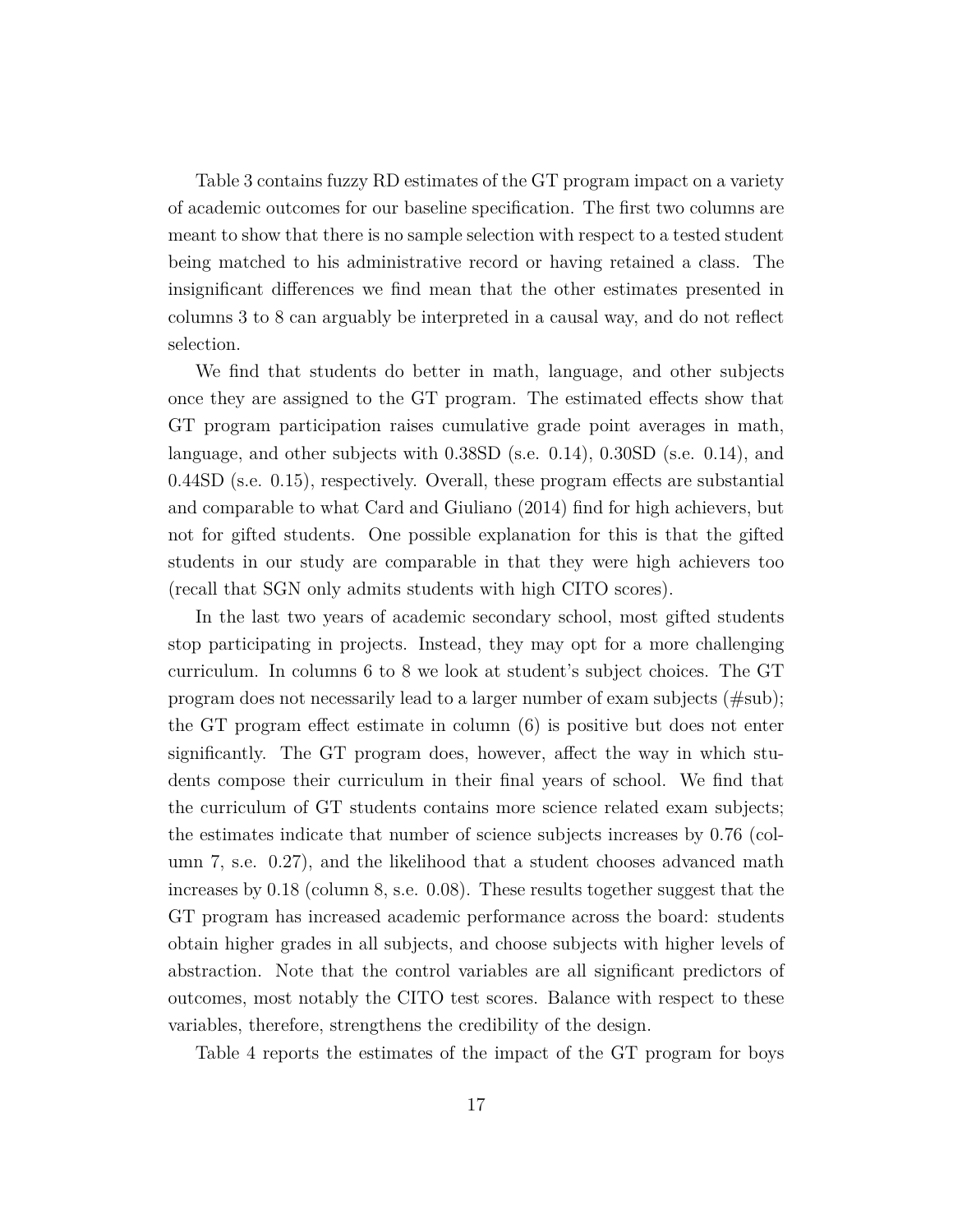Table 3 contains fuzzy RD estimates of the GT program impact on a variety of academic outcomes for our baseline specification. The first two columns are meant to show that there is no sample selection with respect to a tested student being matched to his administrative record or having retained a class. The insignificant differences we find mean that the other estimates presented in columns 3 to 8 can arguably be interpreted in a causal way, and do not reflect selection.

We find that students do better in math, language, and other subjects once they are assigned to the GT program. The estimated effects show that GT program participation raises cumulative grade point averages in math, language, and other subjects with 0.38SD (s.e. 0.14), 0.30SD (s.e. 0.14), and 0.44SD (s.e. 0.15), respectively. Overall, these program effects are substantial and comparable to what Card and Giuliano (2014) find for high achievers, but not for gifted students. One possible explanation for this is that the gifted students in our study are comparable in that they were high achievers too (recall that SGN only admits students with high CITO scores).

In the last two years of academic secondary school, most gifted students stop participating in projects. Instead, they may opt for a more challenging curriculum. In columns 6 to 8 we look at student's subject choices. The GT program does not necessarily lead to a larger number of exam subjects (#sub); the GT program effect estimate in column (6) is positive but does not enter significantly. The GT program does, however, affect the way in which students compose their curriculum in their final years of school. We find that the curriculum of GT students contains more science related exam subjects; the estimates indicate that number of science subjects increases by 0.76 (column 7, s.e. 0.27), and the likelihood that a student chooses advanced math increases by 0.18 (column 8, s.e. 0.08). These results together suggest that the GT program has increased academic performance across the board: students obtain higher grades in all subjects, and choose subjects with higher levels of abstraction. Note that the control variables are all significant predictors of outcomes, most notably the CITO test scores. Balance with respect to these variables, therefore, strengthens the credibility of the design.

Table 4 reports the estimates of the impact of the GT program for boys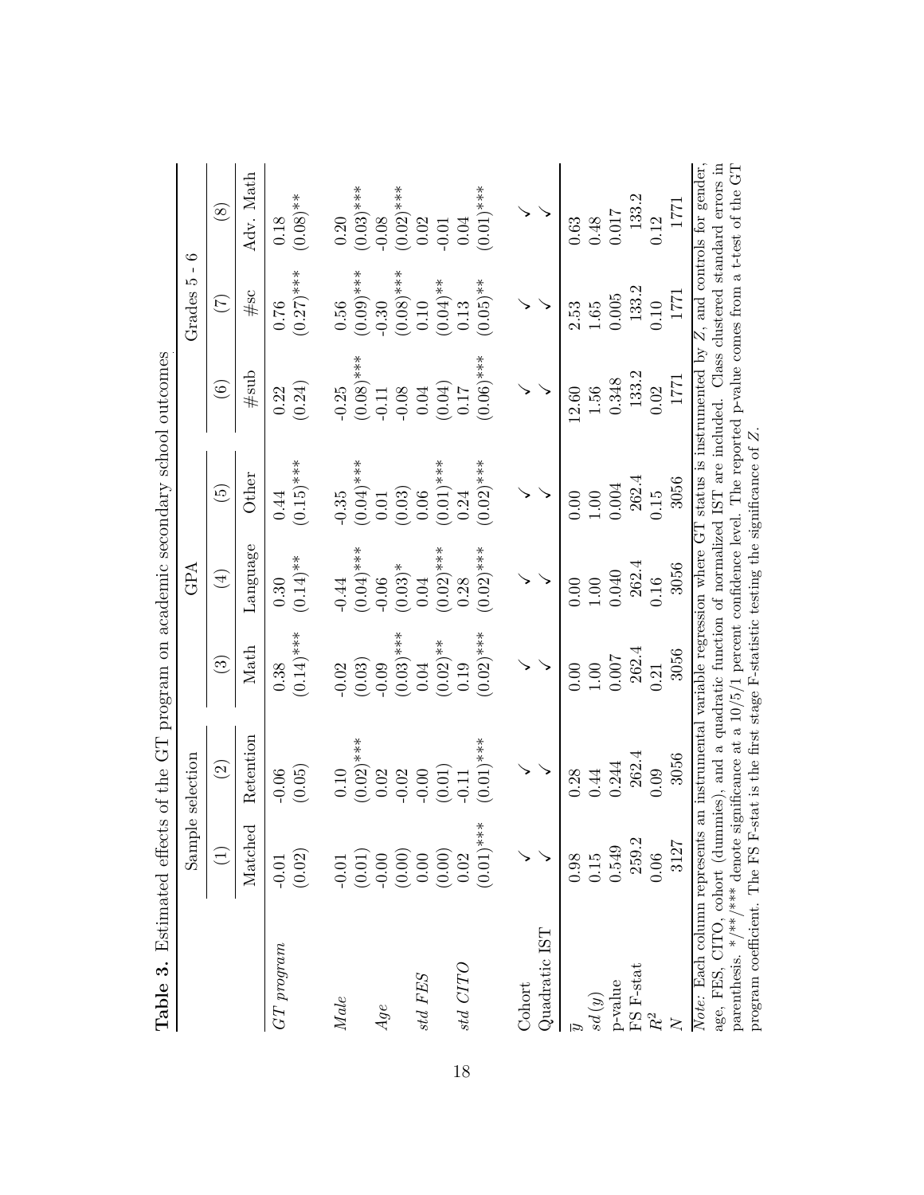**Table 3.** Estimated effects of the GT program on academic secondary school outcomes

| | Sample selection | | GPA | | | Grades 5 - 6 | | |
|---|---|---|---|---|---|---|---|---|
| | (1) | (2) | (3) | (4) | (5) | (6) | (7) | (8) |
| | Matched | Retention | Math | Language | Other | #sub | #sc | Adv. Math |
| *GT program* | -0.01 | -0.06 | 0.38 | 0.30 | 0.44 | 0.22 | 0.76 | 0.18 |
| | (0.02) | (0.05) | (0.14)*** | (0.14)** | (0.15)*** | (0.24) | (0.27)*** | (0.08)** |
| *Male* | -0.01 | 0.10 | -0.02 | -0.44 | -0.35 | -0.25 | 0.56 | 0.20 |
| | (0.01) | (0.02)*** | (0.03) | (0.04)*** | (0.04)*** | (0.08)*** | (0.09)*** | (0.03)*** |
| *Age* | -0.00 | 0.02 | -0.09 | -0.06 | 0.01 | -0.11 | -0.30 | -0.08 |
| | (0.00) | -0.02 | (0.03)*** | (0.03)* | (0.03) | -0.08 | (0.08)*** | (0.02)*** |
| *std FES* | 0.00 | -0.00 | 0.04 | 0.04 | 0.06 | 0.04 | 0.10 | 0.02 |
| | (0.00) | (0.01) | (0.02)** | (0.02)*** | (0.01)*** | (0.04) | (0.04)** | -0.01 |
| *std CITO* | 0.02 | -0.11 | 0.19 | 0.28 | 0.24 | 0.17 | 0.13 | 0.04 |
| | (0.01)*** | (0.01)*** | (0.02)*** | (0.02)*** | (0.02)*** | (0.06)*** | (0.05)** | (0.01)*** |
| Cohort | ✓ | ✓ | ✓ | ✓ | ✓ | ✓ | ✓ | ✓ |
| Quadratic IST | ✓ | ✓ | ✓ | ✓ | ✓ | ✓ | ✓ | ✓ |
| $\overline{y}$ | 0.98 | 0.28 | 0.00 | 0.00 | 0.00 | 12.60 | 2.53 | 0.63 |
| $sd(y)$ | 0.15 | 0.44 | 1.00 | 1.00 | 1.00 | 1.56 | 1.65 | 0.48 |
| p-value | 0.549 | 0.244 | 0.007 | 0.040 | 0.004 | 0.348 | 0.005 | 0.017 |
| FS F-stat | 259.2 | 262.4 | 262.4 | 262.4 | 262.4 | 133.2 | 133.2 | 133.2 |
| $R^2$ | 0.06 | 0.09 | 0.21 | 0.16 | 0.15 | 0.02 | 0.10 | 0.12 |
| $N$ | 3127 | 3056 | 3056 | 3056 | 3056 | 1771 | 1771 | 1771 |

*Note:* Each column represents an instrumental variable regression where GT status is instrumented by $Z$, and controls for gender, age, FES, CITO, cohort (dummies), and a quadratic function of normalized IST are included. Class clustered standard errors in parenthesis. \*/\*\*/\*\*\* denote significance at a 10/5/1 percent confidence level. The reported p-value comes from a t-test of the GT program coefficient. The FS F-stat is the first stage F-statistic testing the significance of $Z$.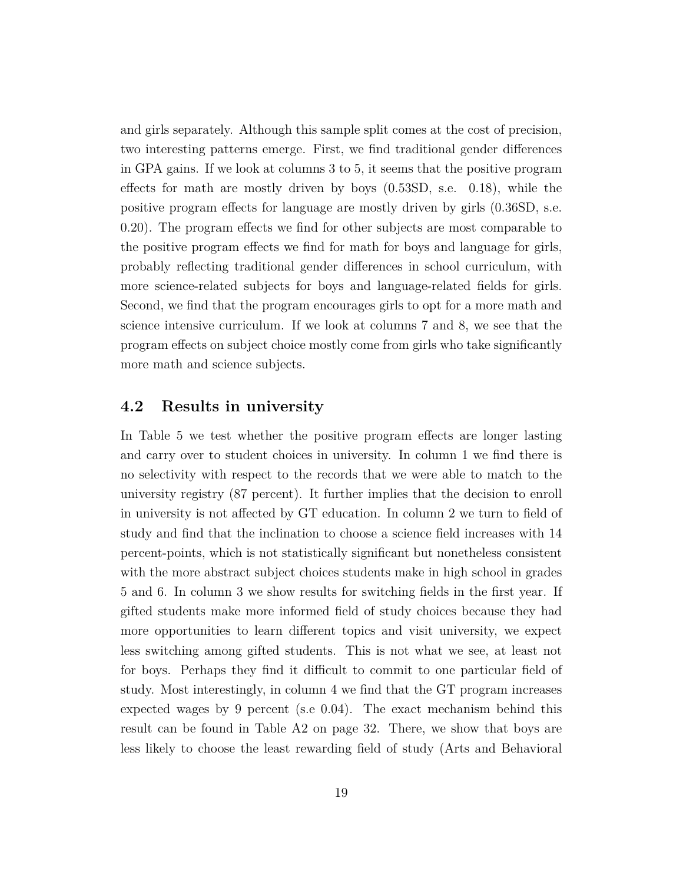and girls separately. Although this sample split comes at the cost of precision, two interesting patterns emerge. First, we find traditional gender differences in GPA gains. If we look at columns 3 to 5, it seems that the positive program effects for math are mostly driven by boys (0.53SD, s.e. 0.18), while the positive program effects for language are mostly driven by girls (0.36SD, s.e. 0.20). The program effects we find for other subjects are most comparable to the positive program effects we find for math for boys and language for girls, probably reflecting traditional gender differences in school curriculum, with more science-related subjects for boys and language-related fields for girls. Second, we find that the program encourages girls to opt for a more math and science intensive curriculum. If we look at columns 7 and 8, we see that the program effects on subject choice mostly come from girls who take significantly more math and science subjects.

## 4.2 Results in university

In Table 5 we test whether the positive program effects are longer lasting and carry over to student choices in university. In column 1 we find there is no selectivity with respect to the records that we were able to match to the university registry (87 percent). It further implies that the decision to enroll in university is not affected by GT education. In column 2 we turn to field of study and find that the inclination to choose a science field increases with 14 percent-points, which is not statistically significant but nonetheless consistent with the more abstract subject choices students make in high school in grades 5 and 6. In column 3 we show results for switching fields in the first year. If gifted students make more informed field of study choices because they had more opportunities to learn different topics and visit university, we expect less switching among gifted students. This is not what we see, at least not for boys. Perhaps they find it difficult to commit to one particular field of study. Most interestingly, in column 4 we find that the GT program increases expected wages by 9 percent (s.e 0.04). The exact mechanism behind this result can be found in Table A2 on page 32. There, we show that boys are less likely to choose the least rewarding field of study (Arts and Behavioral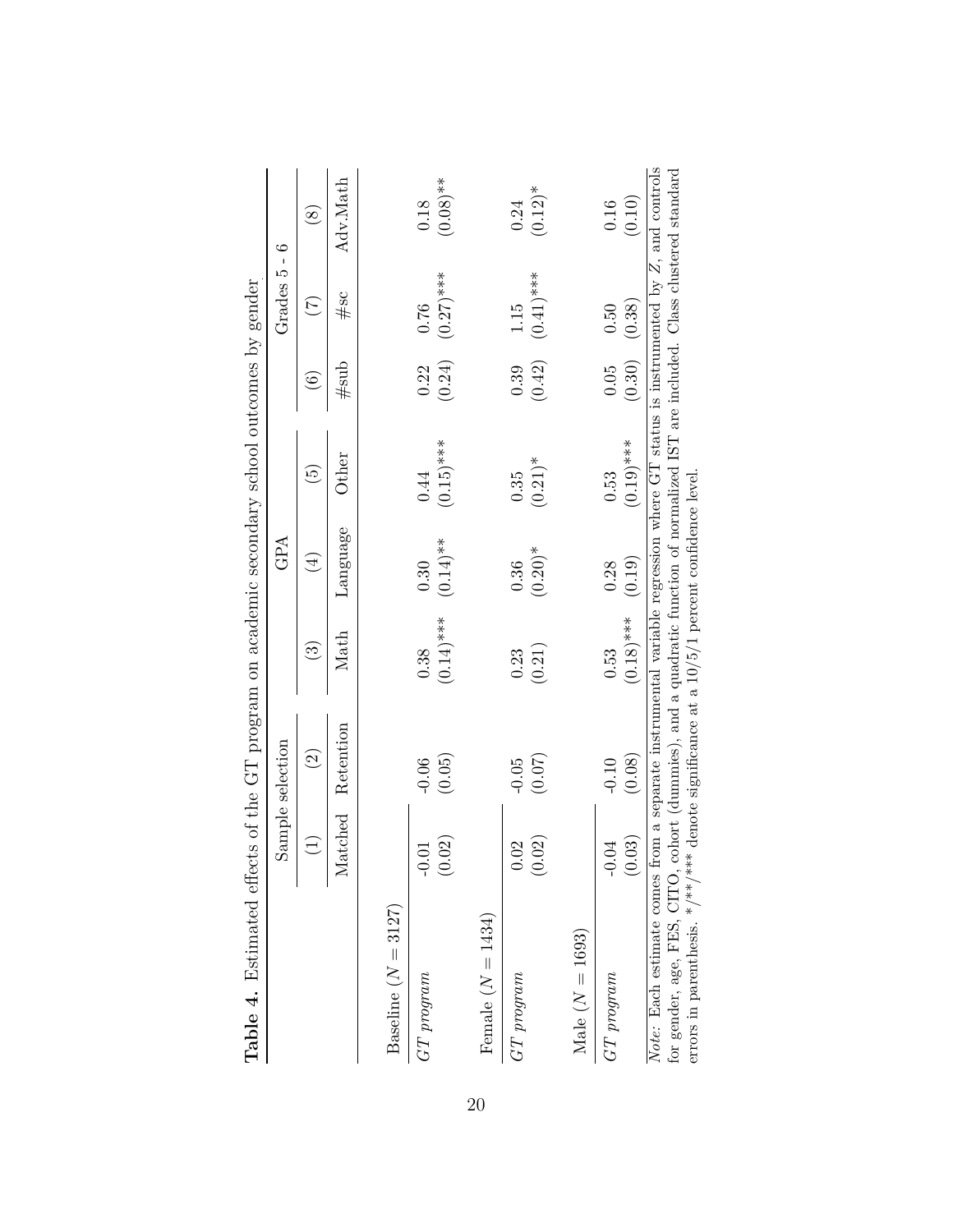**Table 4.** Estimated effects of the GT program on academic secondary school outcomes by gender

| | Sample selection | | GPA | | | Grades 5 - 6 | | |
|---|---|---|---|---|---|---|---|---|
| | (1) | (2) | (3) | (4) | (5) | (6) | (7) | (8) |
| | Matched | Retention | Math | Language | Other | #sub | #sc | Adv.Math |
| Baseline ($N = 3127$) | | | | | | | | |
| *GT program* | -0.01 | -0.06 | 0.38 | 0.30 | 0.44 | 0.22 | 0.76 | 0.18 |
| | (0.02) | (0.05) | (0.14)*** | (0.14)** | (0.15)*** | (0.24) | (0.27)*** | (0.08)** |
| Female ($N = 1434$) | | | | | | | | |
| *GT program* | 0.02 | -0.05 | 0.23 | 0.36 | 0.35 | 0.39 | 1.15 | 0.24 |
| | (0.02) | (0.07) | (0.21) | (0.20)* | (0.21)* | (0.42) | (0.41)*** | (0.12)* |
| Male ($N = 1693$) | | | | | | | | |
| *GT program* | -0.04 | -0.10 | 0.53 | 0.28 | 0.53 | 0.05 | 0.50 | 0.16 |
| | (0.03) | (0.08) | (0.18)*** | (0.19) | (0.19)*** | (0.30) | (0.38) | (0.10) |

*Note:* Each estimate comes from a separate instrumental variable regression where GT status is instrumented by $Z$, and controls for gender, age, FES, CITO, cohort (dummies), and a quadratic function of normalized IST are included. Class clustered standard errors in parenthesis. */**/*** denote significance at a 10/5/1 percent confidence level.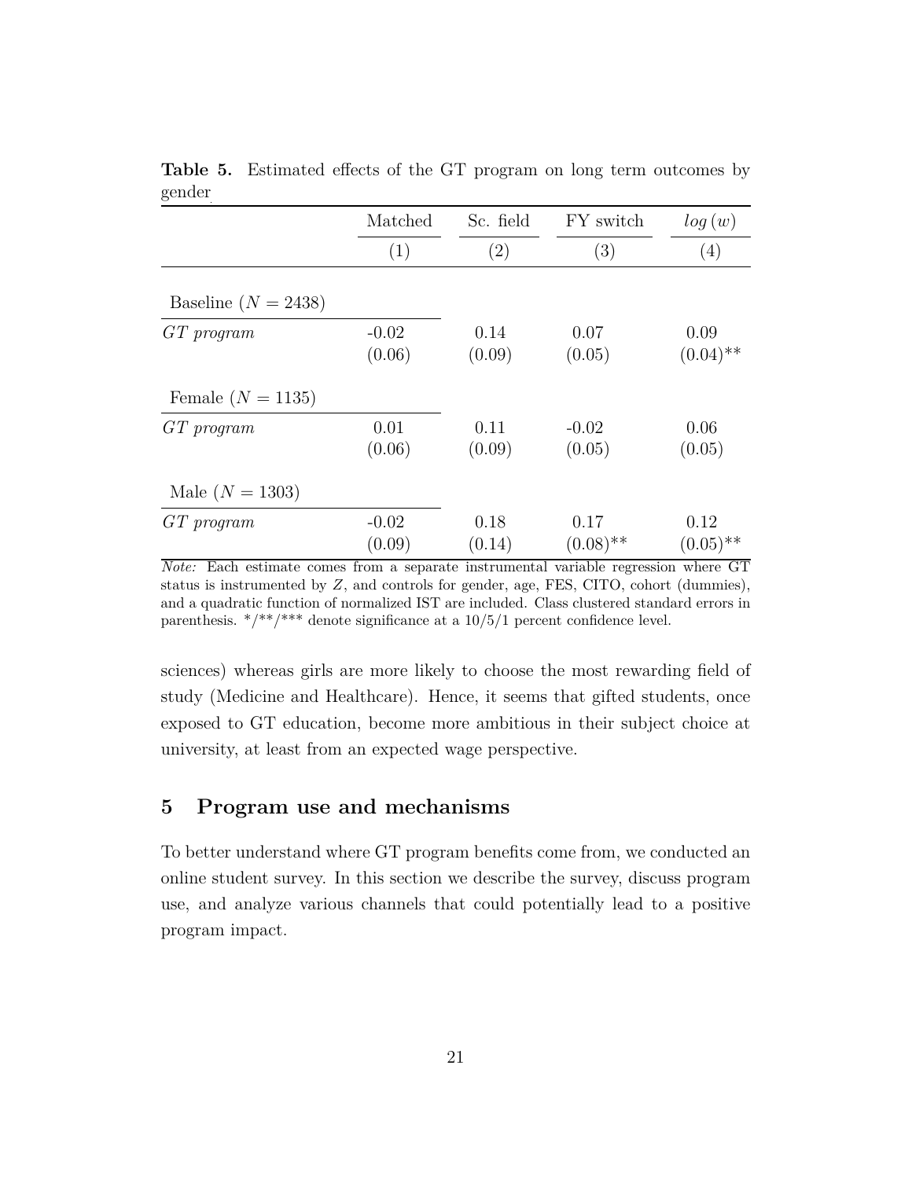**Table 5.** Estimated effects of the GT program on long term outcomes by gender

| | Matched | Sc. field | FY switch | $log(w)$ |
|---|---|---|---|---|
| | (1) | (2) | (3) | (4) |
| Baseline ($N = 2438$) | | | | |
| *GT program* | -0.02 | 0.14 | 0.07 | 0.09 |
| | (0.06) | (0.09) | (0.05) | (0.04)** |
| Female ($N = 1135$) | | | | |
| *GT program* | 0.01 | 0.11 | -0.02 | 0.06 |
| | (0.06) | (0.09) | (0.05) | (0.05) |
| Male ($N = 1303$) | | | | |
| *GT program* | -0.02 | 0.18 | 0.17 | 0.12 |
| | (0.09) | (0.14) | (0.08)** | (0.05)** |

*Note:* Each estimate comes from a separate instrumental variable regression where GT status is instrumented by $Z$, and controls for gender, age, FES, CITO, cohort (dummies), and a quadratic function of normalized IST are included. Class clustered standard errors in parenthesis. */**/*** denote significance at a 10/5/1 percent confidence level.

sciences) whereas girls are more likely to choose the most rewarding field of study (Medicine and Healthcare). Hence, it seems that gifted students, once exposed to GT education, become more ambitious in their subject choice at university, at least from an expected wage perspective.

## 5 Program use and mechanisms

To better understand where GT program benefits come from, we conducted an online student survey. In this section we describe the survey, discuss program use, and analyze various channels that could potentially lead to a positive program impact.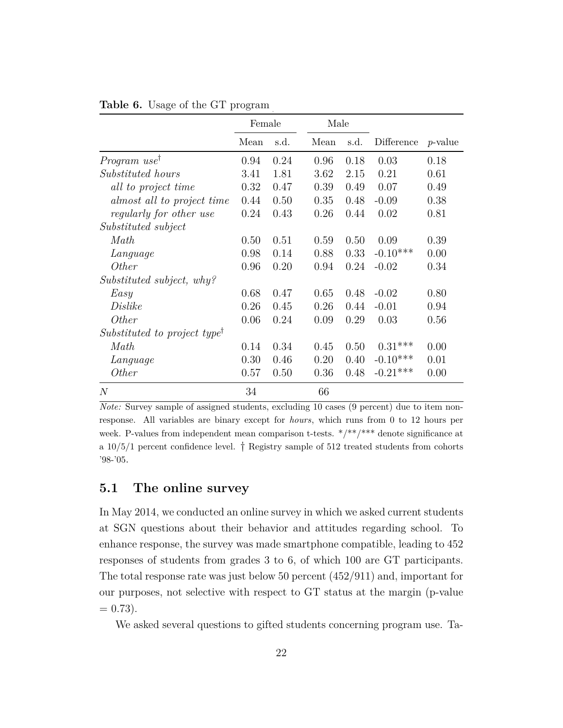**Table 6.** Usage of the GT program

| | Female | | Male | | | |
|---|---|---|---|---|---|---|
| | Mean | s.d. | Mean | s.d. | Difference | *p*-value |
| *Program use*† | 0.94 | 0.24 | 0.96 | 0.18 | 0.03 | 0.18 |
| *Substituted hours* | 3.41 | 1.81 | 3.62 | 2.15 | 0.21 | 0.61 |
| *all to project time* | 0.32 | 0.47 | 0.39 | 0.49 | 0.07 | 0.49 |
| *almost all to project time* | 0.44 | 0.50 | 0.35 | 0.48 | -0.09 | 0.38 |
| *regularly for other use* | 0.24 | 0.43 | 0.26 | 0.44 | 0.02 | 0.81 |
| *Substituted subject* | | | | | | |
| *Math* | 0.50 | 0.51 | 0.59 | 0.50 | 0.09 | 0.39 |
| *Language* | 0.98 | 0.14 | 0.88 | 0.33 | -0.10*** | 0.00 |
| *Other* | 0.96 | 0.20 | 0.94 | 0.24 | -0.02 | 0.34 |
| *Substituted subject, why?* | | | | | | |
| *Easy* | 0.68 | 0.47 | 0.65 | 0.48 | -0.02 | 0.80 |
| *Dislike* | 0.26 | 0.45 | 0.26 | 0.44 | -0.01 | 0.94 |
| *Other* | 0.06 | 0.24 | 0.09 | 0.29 | 0.03 | 0.56 |
| *Substituted to project type*† | | | | | | |
| *Math* | 0.14 | 0.34 | 0.45 | 0.50 | 0.31*** | 0.00 |
| *Language* | 0.30 | 0.46 | 0.20 | 0.40 | -0.10*** | 0.01 |
| *Other* | 0.57 | 0.50 | 0.36 | 0.48 | -0.21*** | 0.00 |
| $N$ | 34 | | 66 | | | |

*Note:* Survey sample of assigned students, excluding 10 cases (9 percent) due to item non-response. All variables are binary except for *hours*, which runs from 0 to 12 hours per week. P-values from independent mean comparison t-tests. */**/*** denote significance at a 10/5/1 percent confidence level. † Registry sample of 512 treated students from cohorts '98-'05.

## 5.1 The online survey

In May 2014, we conducted an online survey in which we asked current students at SGN questions about their behavior and attitudes regarding school. To enhance response, the survey was made smartphone compatible, leading to 452 responses of students from grades 3 to 6, of which 100 are GT participants. The total response rate was just below 50 percent (452/911) and, important for our purposes, not selective with respect to GT status at the margin (p-value = 0.73).

We asked several questions to gifted students concerning program use. Ta-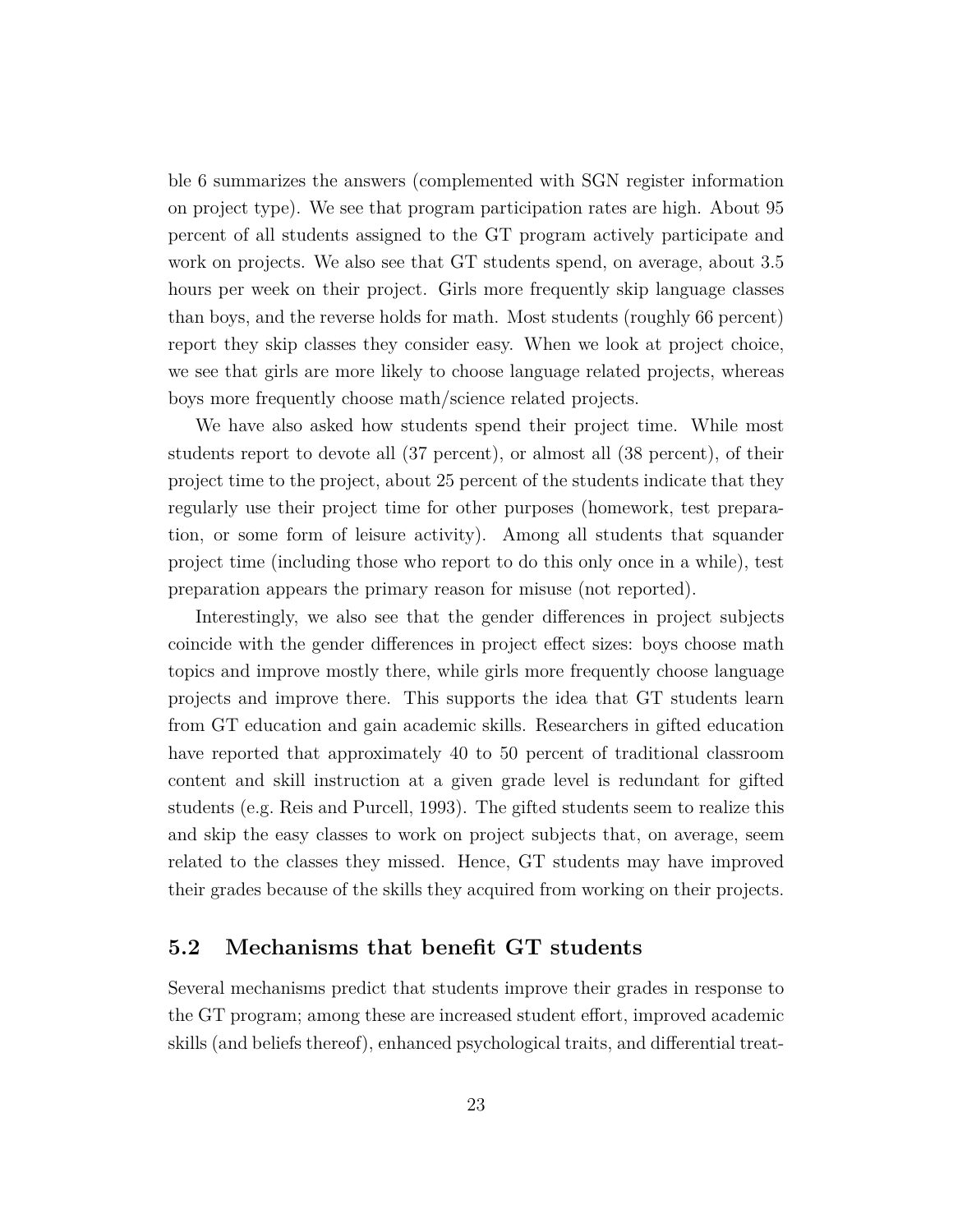ble 6 summarizes the answers (complemented with SGN register information on project type). We see that program participation rates are high. About 95 percent of all students assigned to the GT program actively participate and work on projects. We also see that GT students spend, on average, about 3.5 hours per week on their project. Girls more frequently skip language classes than boys, and the reverse holds for math. Most students (roughly 66 percent) report they skip classes they consider easy. When we look at project choice, we see that girls are more likely to choose language related projects, whereas boys more frequently choose math/science related projects.

We have also asked how students spend their project time. While most students report to devote all (37 percent), or almost all (38 percent), of their project time to the project, about 25 percent of the students indicate that they regularly use their project time for other purposes (homework, test preparation, or some form of leisure activity). Among all students that squander project time (including those who report to do this only once in a while), test preparation appears the primary reason for misuse (not reported).

Interestingly, we also see that the gender differences in project subjects coincide with the gender differences in project effect sizes: boys choose math topics and improve mostly there, while girls more frequently choose language projects and improve there. This supports the idea that GT students learn from GT education and gain academic skills. Researchers in gifted education have reported that approximately 40 to 50 percent of traditional classroom content and skill instruction at a given grade level is redundant for gifted students (e.g. Reis and Purcell, 1993). The gifted students seem to realize this and skip the easy classes to work on project subjects that, on average, seem related to the classes they missed. Hence, GT students may have improved their grades because of the skills they acquired from working on their projects.

## 5.2 Mechanisms that benefit GT students

Several mechanisms predict that students improve their grades in response to the GT program; among these are increased student effort, improved academic skills (and beliefs thereof), enhanced psychological traits, and differential treat-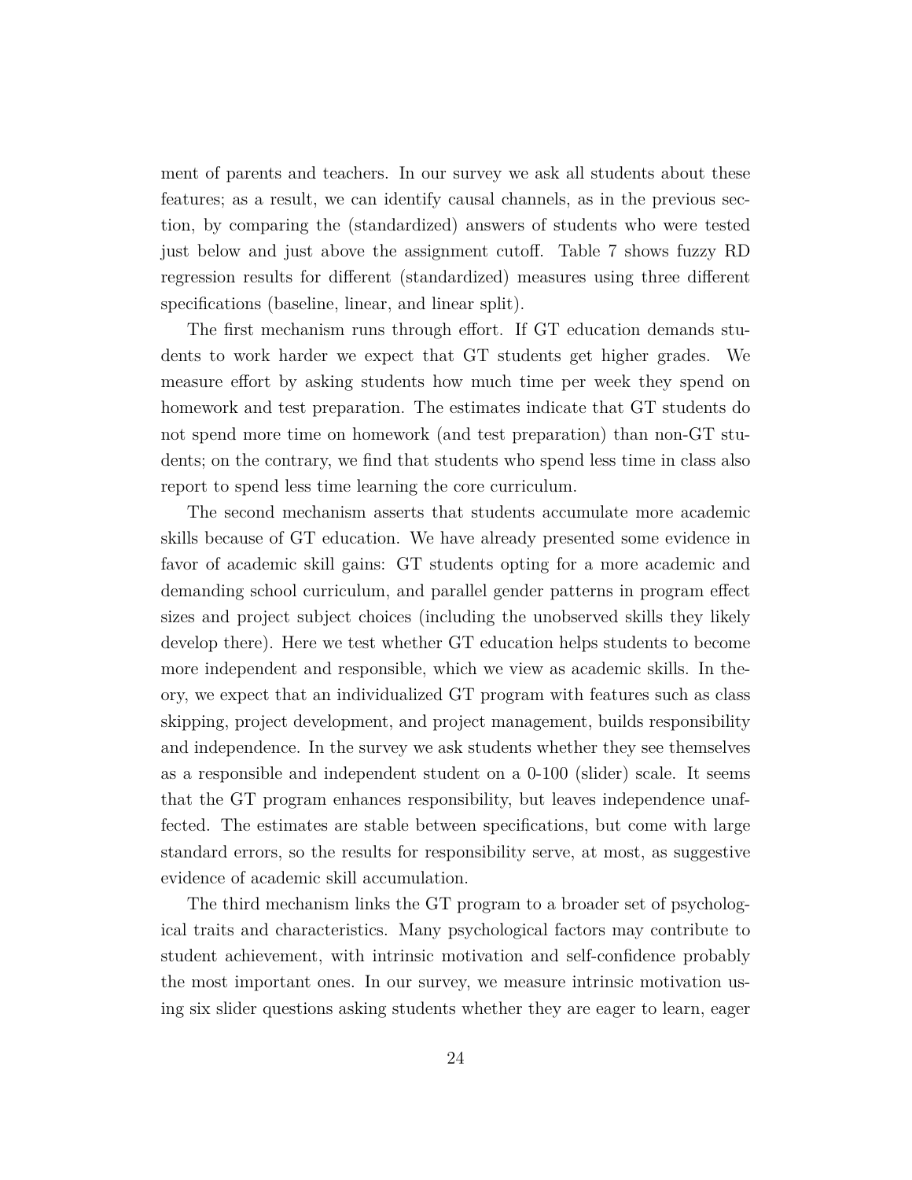ment of parents and teachers. In our survey we ask all students about these features; as a result, we can identify causal channels, as in the previous section, by comparing the (standardized) answers of students who were tested just below and just above the assignment cutoff. Table 7 shows fuzzy RD regression results for different (standardized) measures using three different specifications (baseline, linear, and linear split).

The first mechanism runs through effort. If GT education demands students to work harder we expect that GT students get higher grades. We measure effort by asking students how much time per week they spend on homework and test preparation. The estimates indicate that GT students do not spend more time on homework (and test preparation) than non-GT students; on the contrary, we find that students who spend less time in class also report to spend less time learning the core curriculum.

The second mechanism asserts that students accumulate more academic skills because of GT education. We have already presented some evidence in favor of academic skill gains: GT students opting for a more academic and demanding school curriculum, and parallel gender patterns in program effect sizes and project subject choices (including the unobserved skills they likely develop there). Here we test whether GT education helps students to become more independent and responsible, which we view as academic skills. In theory, we expect that an individualized GT program with features such as class skipping, project development, and project management, builds responsibility and independence. In the survey we ask students whether they see themselves as a responsible and independent student on a 0-100 (slider) scale. It seems that the GT program enhances responsibility, but leaves independence unaffected. The estimates are stable between specifications, but come with large standard errors, so the results for responsibility serve, at most, as suggestive evidence of academic skill accumulation.

The third mechanism links the GT program to a broader set of psychological traits and characteristics. Many psychological factors may contribute to student achievement, with intrinsic motivation and self-confidence probably the most important ones. In our survey, we measure intrinsic motivation using six slider questions asking students whether they are eager to learn, eager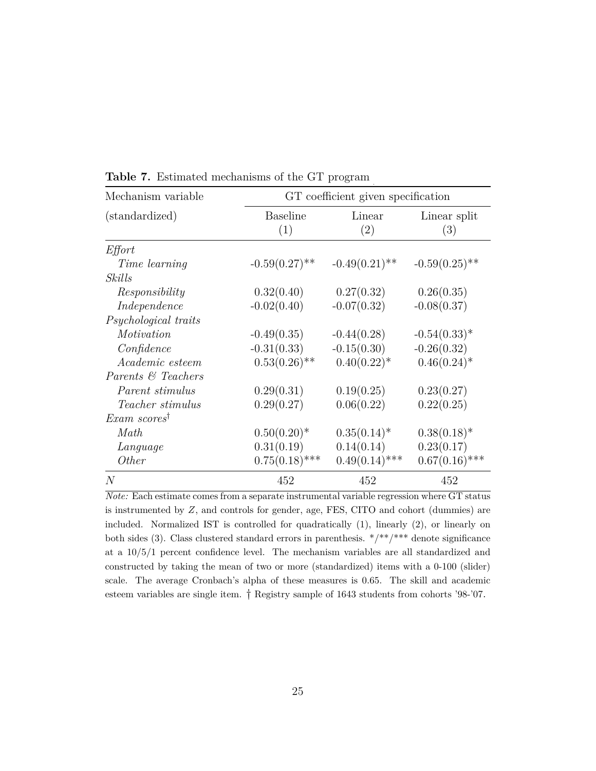**Table 7.** Estimated mechanisms of the GT program

| Mechanism variable | GT coefficient given specification | | |
|---|---|---|---|
| (standardized) | Baseline (1) | Linear (2) | Linear split (3) |
| *Effort* | | | |
| *Time learning* | -0.59(0.27)** | -0.49(0.21)** | -0.59(0.25)** |
| *Skills* | | | |
| *Responsibility* | 0.32(0.40) | 0.27(0.32) | 0.26(0.35) |
| *Independence* | -0.02(0.40) | -0.07(0.32) | -0.08(0.37) |
| *Psychological traits* | | | |
| *Motivation* | -0.49(0.35) | -0.44(0.28) | -0.54(0.33)* |
| *Confidence* | -0.31(0.33) | -0.15(0.30) | -0.26(0.32) |
| *Academic esteem* | 0.53(0.26)** | 0.40(0.22)* | 0.46(0.24)* |
| *Parents & Teachers* | | | |
| *Parent stimulus* | 0.29(0.31) | 0.19(0.25) | 0.23(0.27) |
| *Teacher stimulus* | 0.29(0.27) | 0.06(0.22) | 0.22(0.25) |
| *Exam scores*† | | | |
| *Math* | 0.50(0.20)* | 0.35(0.14)* | 0.38(0.18)* |
| *Language* | 0.31(0.19) | 0.14(0.14) | 0.23(0.17) |
| *Other* | 0.75(0.18)*** | 0.49(0.14)*** | 0.67(0.16)*** |
| $N$ | 452 | 452 | 452 |

*Note:* Each estimate comes from a separate instrumental variable regression where GT status is instrumented by $Z$, and controls for gender, age, FES, CITO and cohort (dummies) are included. Normalized IST is controlled for quadratically (1), linearly (2), or linearly on both sides (3). Class clustered standard errors in parenthesis. */**/*** denote significance at a 10/5/1 percent confidence level. The mechanism variables are all standardized and constructed by taking the mean of two or more (standardized) items with a 0-100 (slider) scale. The average Cronbach's alpha of these measures is 0.65. The skill and academic esteem variables are single item. † Registry sample of 1643 students from cohorts '98-'07.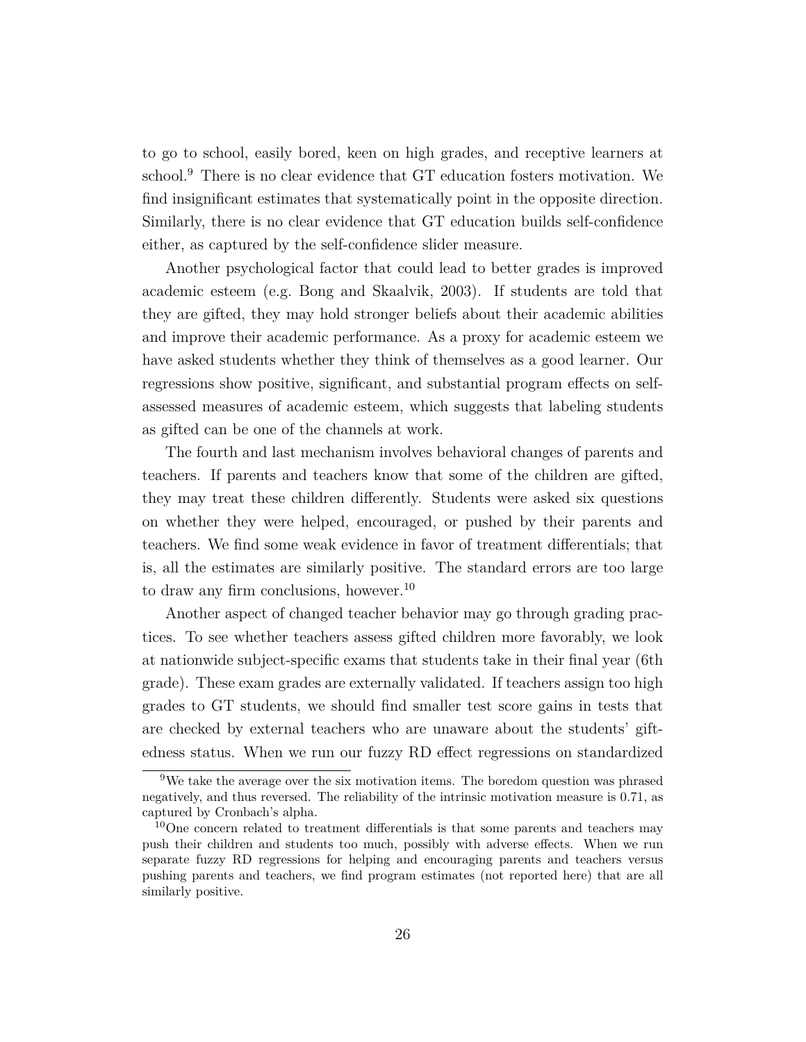to go to school, easily bored, keen on high grades, and receptive learners at school.[9] There is no clear evidence that GT education fosters motivation. We find insignificant estimates that systematically point in the opposite direction. Similarly, there is no clear evidence that GT education builds self-confidence either, as captured by the self-confidence slider measure.

Another psychological factor that could lead to better grades is improved academic esteem (e.g. Bong and Skaalvik, 2003). If students are told that they are gifted, they may hold stronger beliefs about their academic abilities and improve their academic performance. As a proxy for academic esteem we have asked students whether they think of themselves as a good learner. Our regressions show positive, significant, and substantial program effects on self-assessed measures of academic esteem, which suggests that labeling students as gifted can be one of the channels at work.

The fourth and last mechanism involves behavioral changes of parents and teachers. If parents and teachers know that some of the children are gifted, they may treat these children differently. Students were asked six questions on whether they were helped, encouraged, or pushed by their parents and teachers. We find some weak evidence in favor of treatment differentials; that is, all the estimates are similarly positive. The standard errors are too large to draw any firm conclusions, however.[10]

Another aspect of changed teacher behavior may go through grading practices. To see whether teachers assess gifted children more favorably, we look at nationwide subject-specific exams that students take in their final year (6th grade). These exam grades are externally validated. If teachers assign too high grades to GT students, we should find smaller test score gains in tests that are checked by external teachers who are unaware about the students' giftedness status. When we run our fuzzy RD effect regressions on standardized

---

[9] We take the average over the six motivation items. The boredom question was phrased negatively, and thus reversed. The reliability of the intrinsic motivation measure is 0.71, as captured by Cronbach's alpha.

[10] One concern related to treatment differentials is that some parents and teachers may push their children and students too much, possibly with adverse effects. When we run separate fuzzy RD regressions for helping and encouraging parents and teachers versus pushing parents and teachers, we find program estimates (not reported here) that are all similarly positive.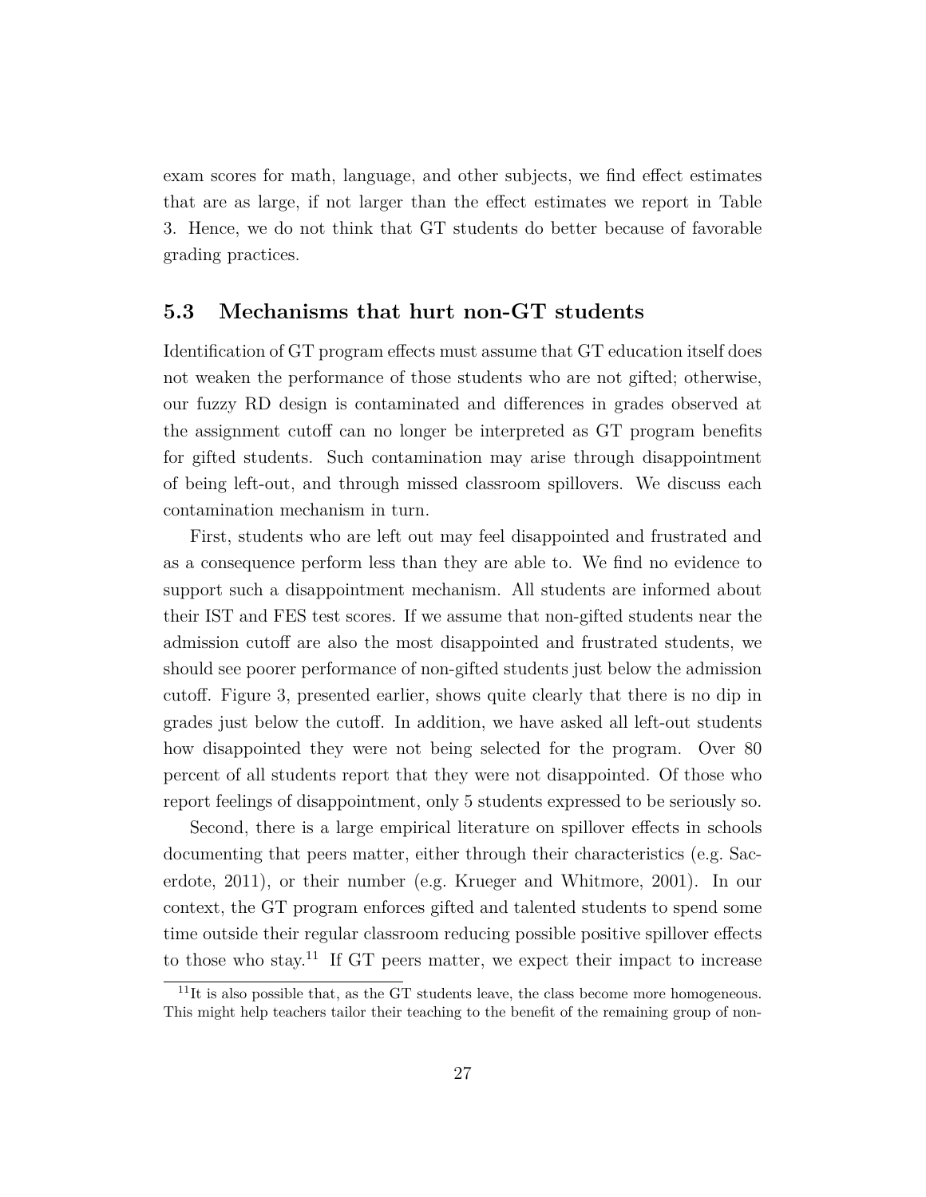exam scores for math, language, and other subjects, we find effect estimates that are as large, if not larger than the effect estimates we report in Table 3. Hence, we do not think that GT students do better because of favorable grading practices.

### 5.3 Mechanisms that hurt non-GT students

Identification of GT program effects must assume that GT education itself does not weaken the performance of those students who are not gifted; otherwise, our fuzzy RD design is contaminated and differences in grades observed at the assignment cutoff can no longer be interpreted as GT program benefits for gifted students. Such contamination may arise through disappointment of being left-out, and through missed classroom spillovers. We discuss each contamination mechanism in turn.

First, students who are left out may feel disappointed and frustrated and as a consequence perform less than they are able to. We find no evidence to support such a disappointment mechanism. All students are informed about their IST and FES test scores. If we assume that non-gifted students near the admission cutoff are also the most disappointed and frustrated students, we should see poorer performance of non-gifted students just below the admission cutoff. Figure 3, presented earlier, shows quite clearly that there is no dip in grades just below the cutoff. In addition, we have asked all left-out students how disappointed they were not being selected for the program. Over 80 percent of all students report that they were not disappointed. Of those who report feelings of disappointment, only 5 students expressed to be seriously so.

Second, there is a large empirical literature on spillover effects in schools documenting that peers matter, either through their characteristics (e.g. Sacerdote, 2011), or their number (e.g. Krueger and Whitmore, 2001). In our context, the GT program enforces gifted and talented students to spend some time outside their regular classroom reducing possible positive spillover effects to those who stay.[11] If GT peers matter, we expect their impact to increase

[11] It is also possible that, as the GT students leave, the class become more homogeneous. This might help teachers tailor their teaching to the benefit of the remaining group of non-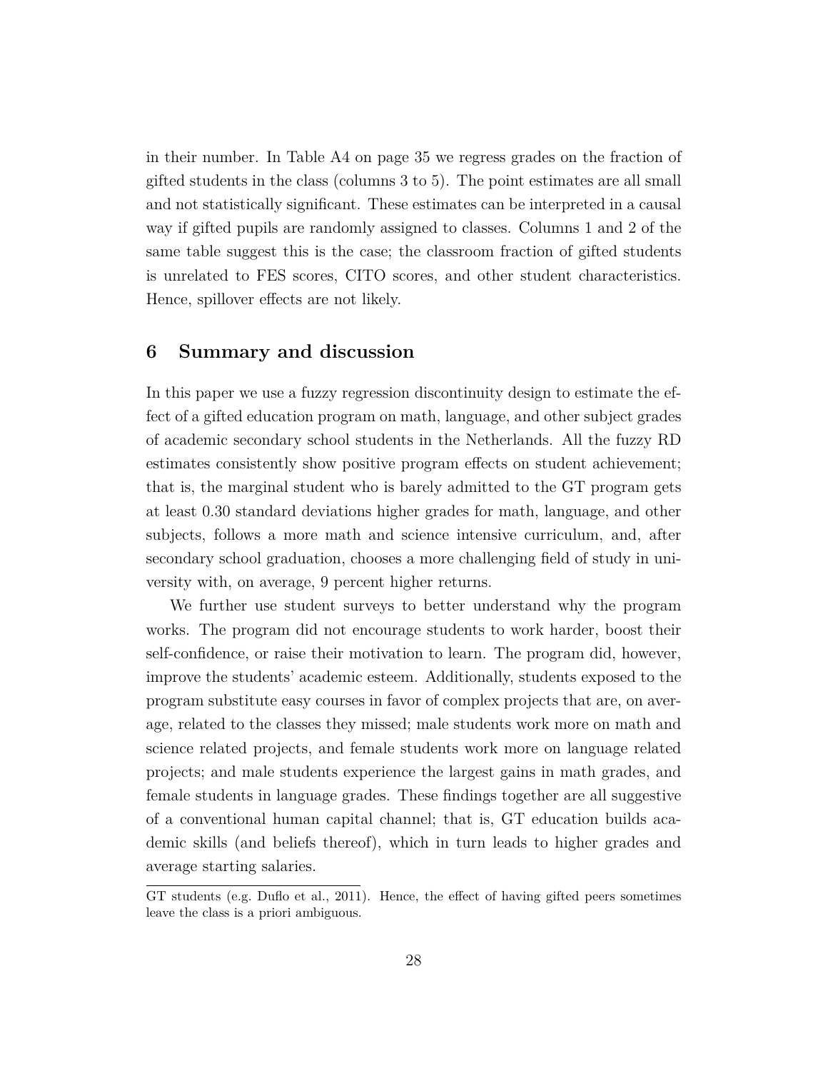in their number. In Table A4 on page 35 we regress grades on the fraction of gifted students in the class (columns 3 to 5). The point estimates are all small and not statistically significant. These estimates can be interpreted in a causal way if gifted pupils are randomly assigned to classes. Columns 1 and 2 of the same table suggest this is the case; the classroom fraction of gifted students is unrelated to FES scores, CITO scores, and other student characteristics. Hence, spillover effects are not likely.

## 6 Summary and discussion

In this paper we use a fuzzy regression discontinuity design to estimate the effect of a gifted education program on math, language, and other subject grades of academic secondary school students in the Netherlands. All the fuzzy RD estimates consistently show positive program effects on student achievement; that is, the marginal student who is barely admitted to the GT program gets at least 0.30 standard deviations higher grades for math, language, and other subjects, follows a more math and science intensive curriculum, and, after secondary school graduation, chooses a more challenging field of study in university with, on average, 9 percent higher returns.

We further use student surveys to better understand why the program works. The program did not encourage students to work harder, boost their self-confidence, or raise their motivation to learn. The program did, however, improve the students' academic esteem. Additionally, students exposed to the program substitute easy courses in favor of complex projects that are, on average, related to the classes they missed; male students work more on math and science related projects, and female students work more on language related projects; and male students experience the largest gains in math grades, and female students in language grades. These findings together are all suggestive of a conventional human capital channel; that is, GT education builds academic skills (and beliefs thereof), which in turn leads to higher grades and average starting salaries.

GT students (e.g. Duflo et al., 2011). Hence, the effect of having gifted peers sometimes leave the class is a priori ambiguous.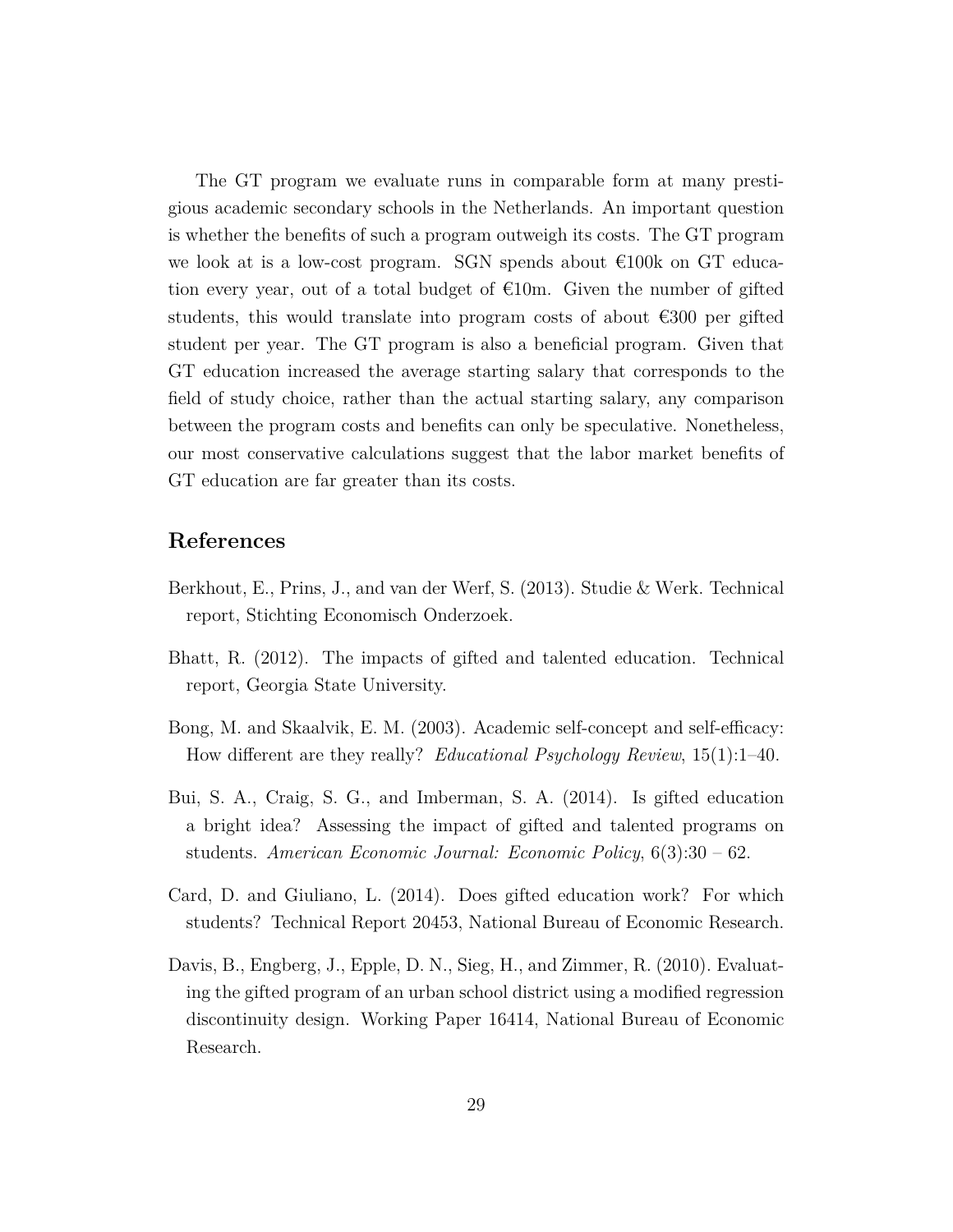The GT program we evaluate runs in comparable form at many prestigious academic secondary schools in the Netherlands. An important question is whether the benefits of such a program outweigh its costs. The GT program we look at is a low-cost program. SGN spends about €100k on GT education every year, out of a total budget of €10m. Given the number of gifted students, this would translate into program costs of about €300 per gifted student per year. The GT program is also a beneficial program. Given that GT education increased the average starting salary that corresponds to the field of study choice, rather than the actual starting salary, any comparison between the program costs and benefits can only be speculative. Nonetheless, our most conservative calculations suggest that the labor market benefits of GT education are far greater than its costs.

## References

Berkhout, E., Prins, J., and van der Werf, S. (2013). Studie & Werk. Technical report, Stichting Economisch Onderzoek.

Bhatt, R. (2012). The impacts of gifted and talented education. Technical report, Georgia State University.

Bong, M. and Skaalvik, E. M. (2003). Academic self-concept and self-efficacy: How different are they really? *Educational Psychology Review*, 15(1):1–40.

Bui, S. A., Craig, S. G., and Imberman, S. A. (2014). Is gifted education a bright idea? Assessing the impact of gifted and talented programs on students. *American Economic Journal: Economic Policy*, 6(3):30 – 62.

Card, D. and Giuliano, L. (2014). Does gifted education work? For which students? Technical Report 20453, National Bureau of Economic Research.

Davis, B., Engberg, J., Epple, D. N., Sieg, H., and Zimmer, R. (2010). Evaluating the gifted program of an urban school district using a modified regression discontinuity design. Working Paper 16414, National Bureau of Economic Research.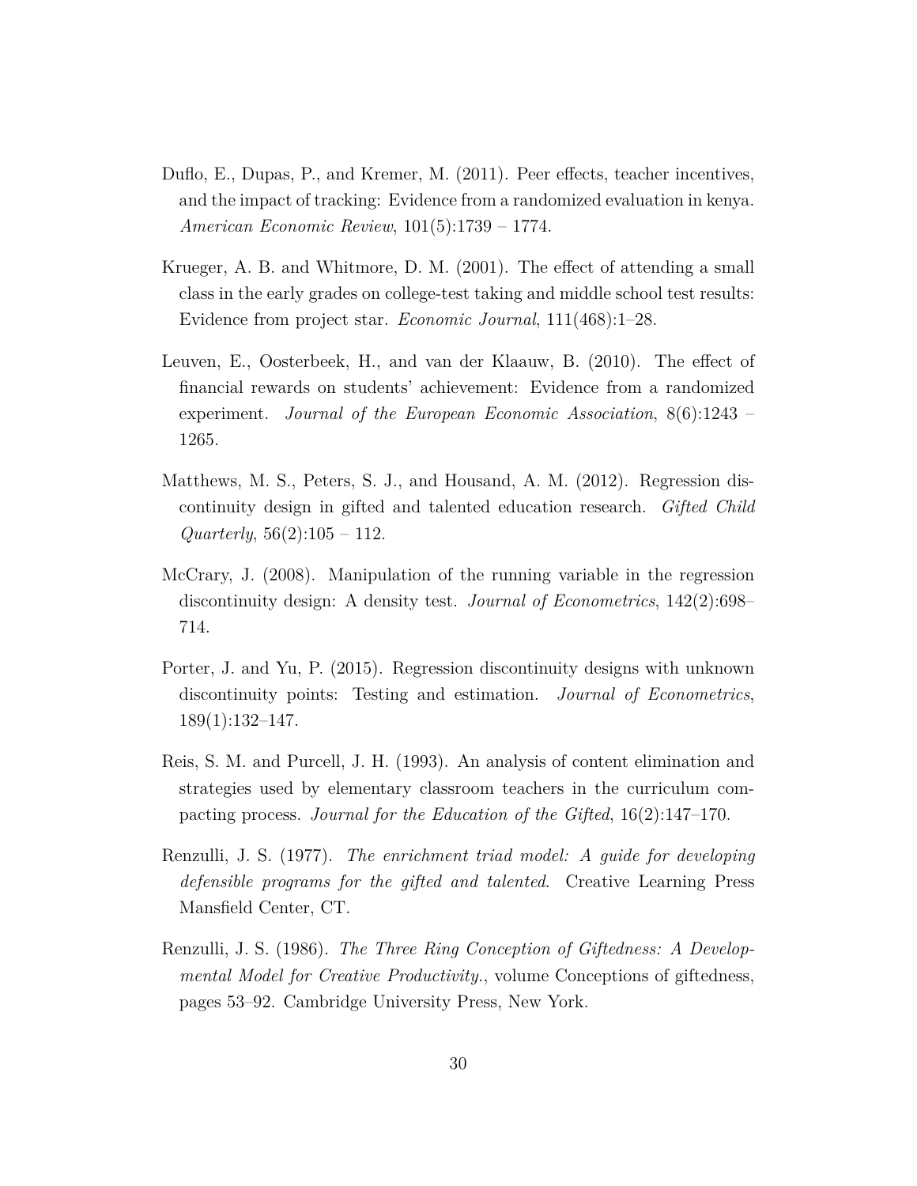Duflo, E., Dupas, P., and Kremer, M. (2011). Peer effects, teacher incentives, and the impact of tracking: Evidence from a randomized evaluation in kenya. *American Economic Review*, 101(5):1739 – 1774.

Krueger, A. B. and Whitmore, D. M. (2001). The effect of attending a small class in the early grades on college-test taking and middle school test results: Evidence from project star. *Economic Journal*, 111(468):1–28.

Leuven, E., Oosterbeek, H., and van der Klaauw, B. (2010). The effect of financial rewards on students' achievement: Evidence from a randomized experiment. *Journal of the European Economic Association*, 8(6):1243 – 1265.

Matthews, M. S., Peters, S. J., and Housand, A. M. (2012). Regression discontinuity design in gifted and talented education research. *Gifted Child Quarterly*, 56(2):105 – 112.

McCrary, J. (2008). Manipulation of the running variable in the regression discontinuity design: A density test. *Journal of Econometrics*, 142(2):698–714.

Porter, J. and Yu, P. (2015). Regression discontinuity designs with unknown discontinuity points: Testing and estimation. *Journal of Econometrics*, 189(1):132–147.

Reis, S. M. and Purcell, J. H. (1993). An analysis of content elimination and strategies used by elementary classroom teachers in the curriculum compacting process. *Journal for the Education of the Gifted*, 16(2):147–170.

Renzulli, J. S. (1977). *The enrichment triad model: A guide for developing defensible programs for the gifted and talented*. Creative Learning Press Mansfield Center, CT.

Renzulli, J. S. (1986). *The Three Ring Conception of Giftedness: A Developmental Model for Creative Productivity.*, volume Conceptions of giftedness, pages 53–92. Cambridge University Press, New York.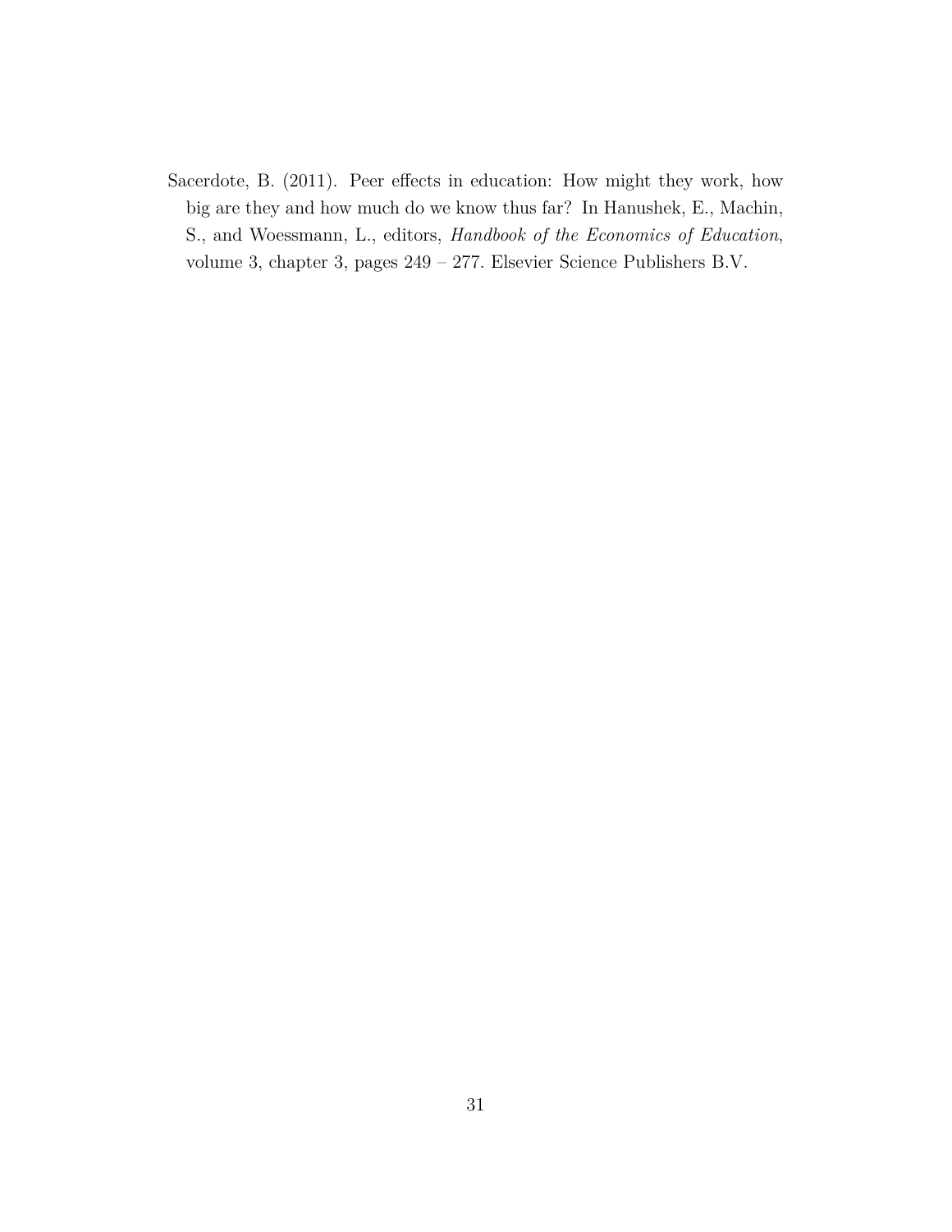Sacerdote, B. (2011). Peer effects in education: How might they work, how big are they and how much do we know thus far? In Hanushek, E., Machin, S., and Woessmann, L., editors, *Handbook of the Economics of Education*, volume 3, chapter 3, pages 249 – 277. Elsevier Science Publishers B.V.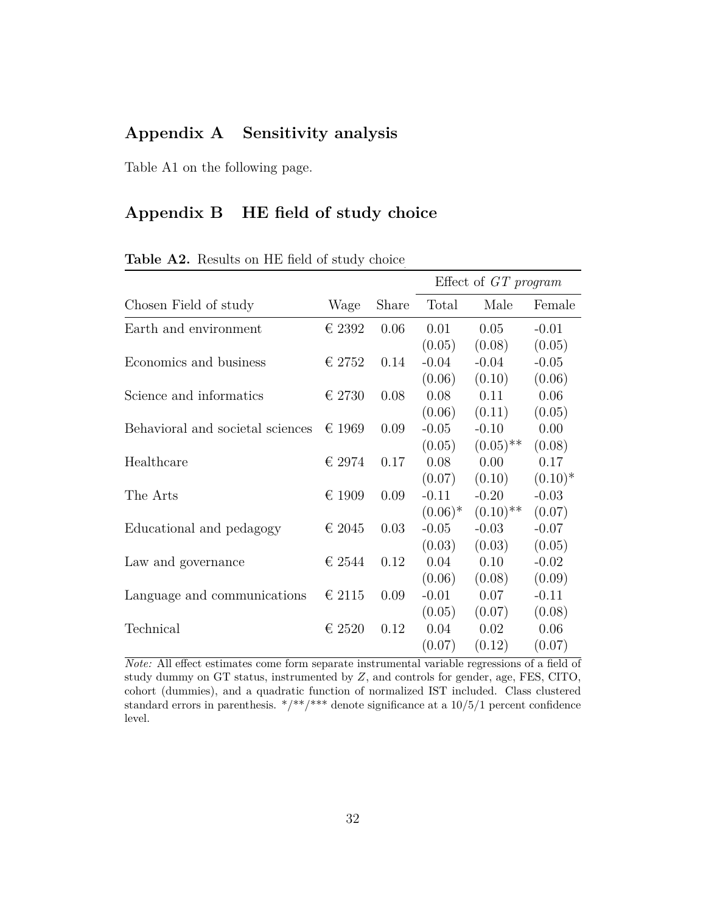# Appendix A Sensitivity analysis

Table A1 on the following page.

# Appendix B HE field of study choice

**Table A2.** Results on HE field of study choice

| | | | Effect of *GT program* | | |
|---|---|---|---|---|---|
| Chosen Field of study | Wage | Share | Total | Male | Female |
| Earth and environment | € 2392 | 0.06 | 0.01 | 0.05 | -0.01 |
| | | | (0.05) | (0.08) | (0.05) |
| Economics and business | € 2752 | 0.14 | -0.04 | -0.04 | -0.05 |
| | | | (0.06) | (0.10) | (0.06) |
| Science and informatics | € 2730 | 0.08 | 0.08 | 0.11 | 0.06 |
| | | | (0.06) | (0.11) | (0.05) |
| Behavioral and societal sciences | € 1969 | 0.09 | -0.05 | -0.10 | 0.00 |
| | | | (0.05) | (0.05)** | (0.08) |
| Healthcare | € 2974 | 0.17 | 0.08 | 0.00 | 0.17 |
| | | | (0.07) | (0.10) | (0.10)* |
| The Arts | € 1909 | 0.09 | -0.11 | -0.20 | -0.03 |
| | | | (0.06)* | (0.10)** | (0.07) |
| Educational and pedagogy | € 2045 | 0.03 | -0.05 | -0.03 | -0.07 |
| | | | (0.03) | (0.03) | (0.05) |
| Law and governance | € 2544 | 0.12 | 0.04 | 0.10 | -0.02 |
| | | | (0.06) | (0.08) | (0.09) |
| Language and communications | € 2115 | 0.09 | -0.01 | 0.07 | -0.11 |
| | | | (0.05) | (0.07) | (0.08) |
| Technical | € 2520 | 0.12 | 0.04 | 0.02 | 0.06 |
| | | | (0.07) | (0.12) | (0.07) |

*Note:* All effect estimates come form separate instrumental variable regressions of a field of study dummy on GT status, instrumented by $Z$, and controls for gender, age, FES, CITO, cohort (dummies), and a quadratic function of normalized IST included. Class clustered standard errors in parenthesis. */**/*** denote significance at a 10/5/1 percent confidence level.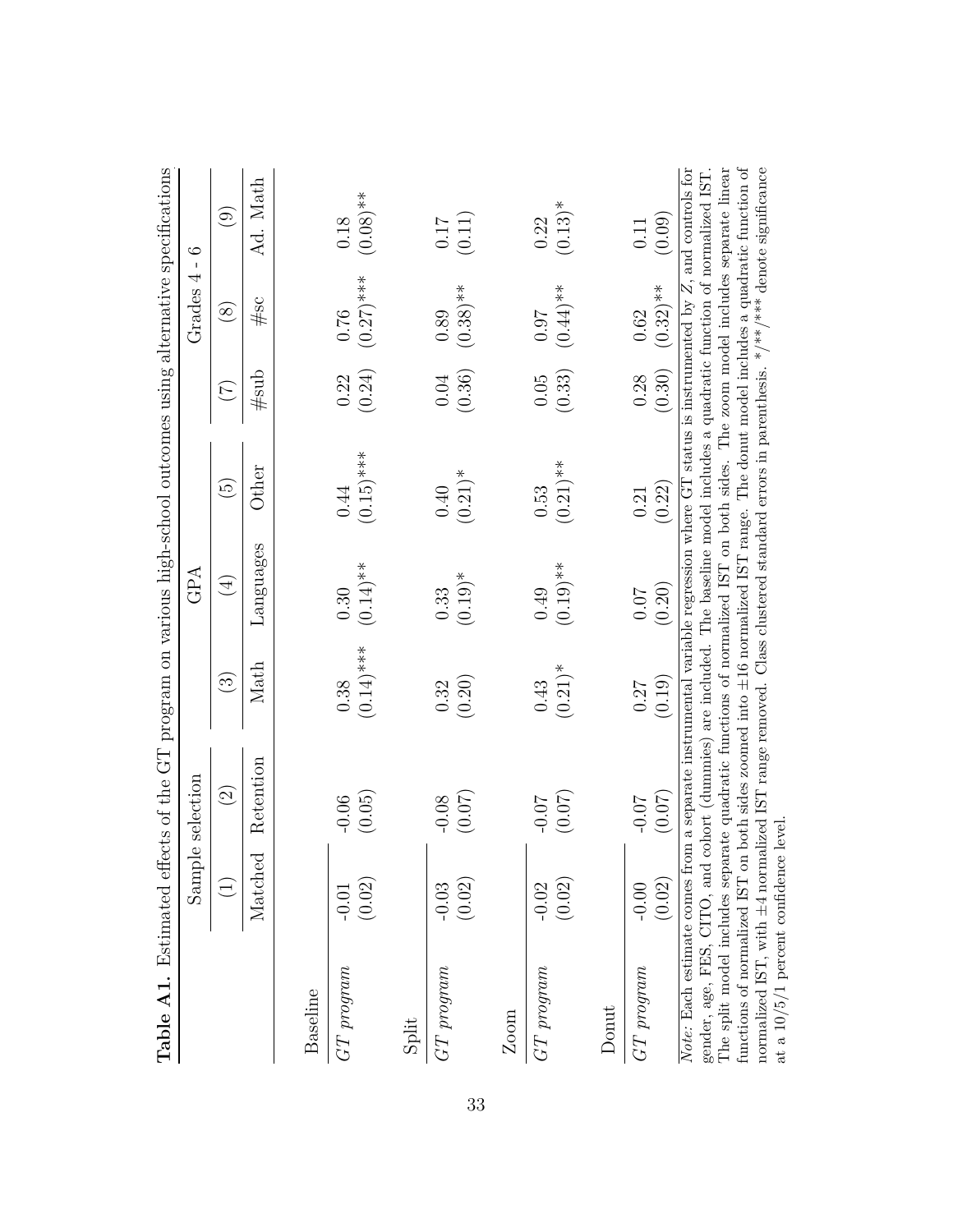**Table A1.** Estimated effects of the GT program on various high-school outcomes using alternative specifications

| | Sample selection | | GPA | | | Grades 4 - 6 | | |
|---|---|---|---|---|---|---|---|---|
| | (1) | (2) | (3) | (4) | (5) | (7) | (8) | (9) |
| | Matched | Retention | Math | Languages | Other | #sub | #sc | Ad. Math |
| Baseline | | | | | | | | |
| *GT program* | -0.01 | -0.06 | 0.38 | 0.30 | 0.44 | 0.22 | 0.76 | 0.18 |
| | (0.02) | (0.05) | (0.14)*** | (0.14)** | (0.15)*** | (0.24) | (0.27)*** | (0.08)** |
| Split | | | | | | | | |
| *GT program* | -0.03 | -0.08 | 0.32 | 0.33 | 0.40 | 0.04 | 0.89 | 0.17 |
| | (0.02) | (0.07) | (0.20) | (0.19)* | (0.21)* | (0.36) | (0.38)** | (0.11) |
| Zoom | | | | | | | | |
| *GT program* | -0.02 | -0.07 | 0.43 | 0.49 | 0.53 | 0.05 | 0.97 | 0.22 |
| | (0.02) | (0.07) | (0.21)* | (0.19)** | (0.21)** | (0.33) | (0.44)** | (0.13)* |
| Donut | | | | | | | | |
| *GT program* | -0.00 | -0.07 | 0.27 | 0.07 | 0.21 | 0.28 | 0.62 | 0.11 |
| | (0.02) | (0.07) | (0.19) | (0.20) | (0.22) | (0.30) | (0.32)** | (0.09) |

*Note:* Each estimate comes from a separate instrumental variable regression where GT status is instrumented by $Z$, and controls for gender, age, FES, CITO, and cohort (dummies) are included. The baseline model includes a quadratic function of normalized IST. The split model includes separate quadratic functions of normalized IST on both sides. The zoom model includes separate linear functions of normalized IST on both sides zoomed into ±16 normalized IST range. The donut model includes a quadratic function of normalized IST, with ±4 normalized IST range removed. Class clustered standard errors in parenthesis. \*/\*\*/\*\*\* denote significance at a 10/5/1 percent confidence level.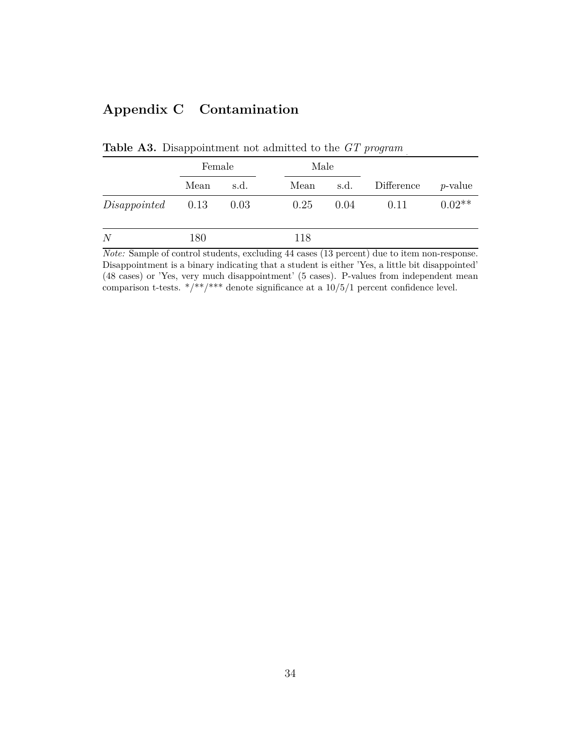# Appendix C Contamination

**Table A3.** Disappointment not admitted to the *GT program*

| | Female | | Male | | | |
|---|---|---|---|---|---|---|
| | Mean | s.d. | Mean | s.d. | Difference | $p$-value |
| *Disappointed* | 0.13 | 0.03 | 0.25 | 0.04 | 0.11 | 0.02** |
| $N$ | 180 | | 118 | | | |

*Note:* Sample of control students, excluding 44 cases (13 percent) due to item non-response. Disappointment is a binary indicating that a student is either 'Yes, a little bit disappointed' (48 cases) or 'Yes, very much disappointment' (5 cases). P-values from independent mean comparison t-tests. */**/*** denote significance at a 10/5/1 percent confidence level.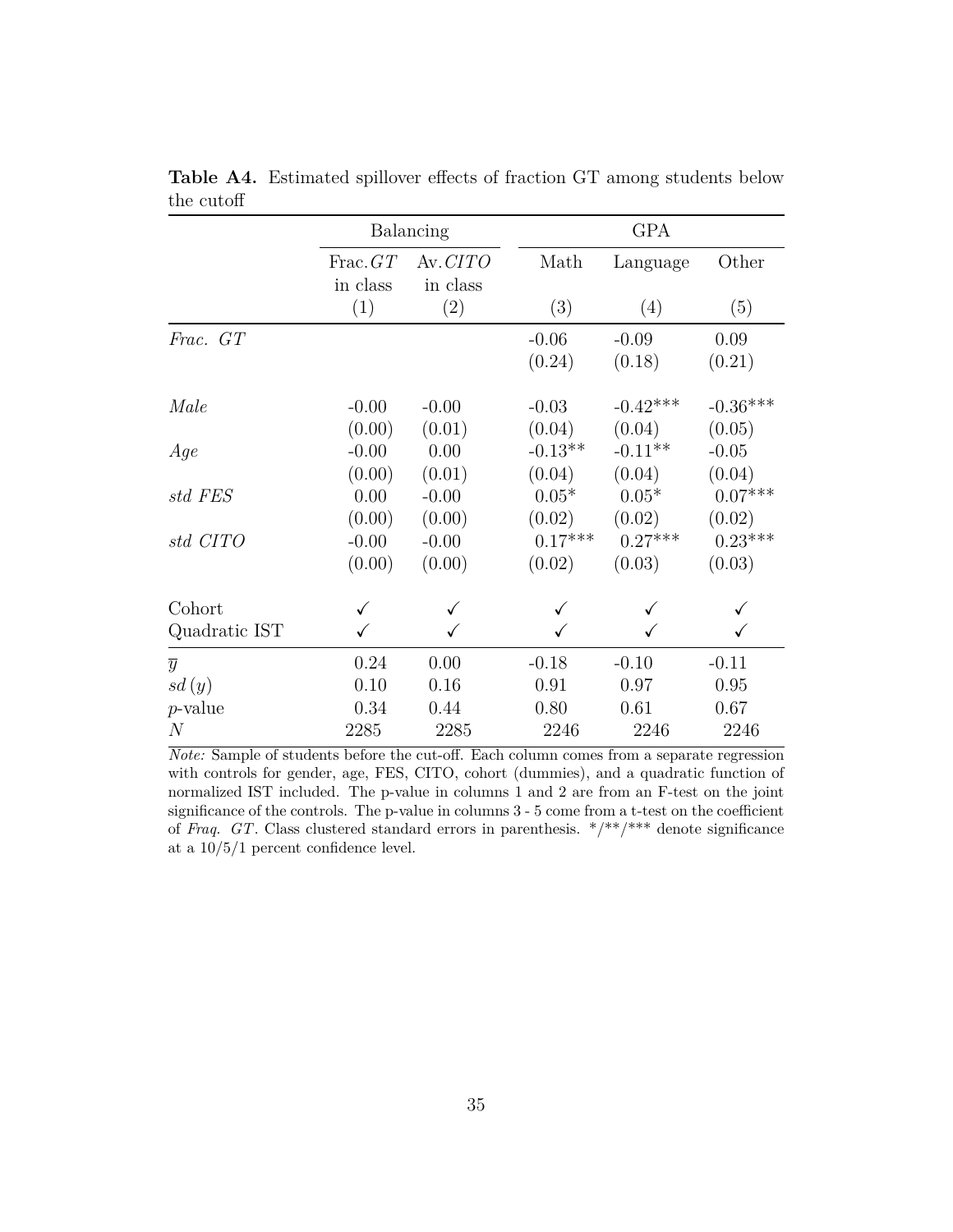**Table A4.** Estimated spillover effects of fraction GT among students below the cutoff

| | Balancing | | GPA | | |
|---|---|---|---|---|---|
| | Frac. $GT$ in class | Av. $CITO$ in class | Math | Language | Other |
| | (1) | (2) | (3) | (4) | (5) |
| *Frac. GT* | | | -0.06 | -0.09 | 0.09 |
| | | | (0.24) | (0.18) | (0.21) |
| *Male* | -0.00 | -0.00 | -0.03 | -0.42*** | -0.36*** |
| | (0.00) | (0.01) | (0.04) | (0.04) | (0.05) |
| *Age* | -0.00 | 0.00 | -0.13** | -0.11** | -0.05 |
| | (0.00) | (0.01) | (0.04) | (0.04) | (0.04) |
| *std FES* | 0.00 | -0.00 | 0.05* | 0.05* | 0.07*** |
| | (0.00) | (0.00) | (0.02) | (0.02) | (0.02) |
| *std CITO* | -0.00 | -0.00 | 0.17*** | 0.27*** | 0.23*** |
| | (0.00) | (0.00) | (0.02) | (0.03) | (0.03) |
| Cohort | ✓ | ✓ | ✓ | ✓ | ✓ |
| Quadratic IST | ✓ | ✓ | ✓ | ✓ | ✓ |
| $\overline{y}$ | 0.24 | 0.00 | -0.18 | -0.10 | -0.11 |
| $sd\,(y)$ | 0.10 | 0.16 | 0.91 | 0.97 | 0.95 |
| $p$-value | 0.34 | 0.44 | 0.80 | 0.61 | 0.67 |
| $N$ | 2285 | 2285 | 2246 | 2246 | 2246 |

*Note:* Sample of students before the cut-off. Each column comes from a separate regression with controls for gender, age, FES, CITO, cohort (dummies), and a quadratic function of normalized IST included. The p-value in columns 1 and 2 are from an F-test on the joint significance of the controls. The p-value in columns 3 - 5 come from a t-test on the coefficient of *Fraq. GT*. Class clustered standard errors in parenthesis. */**/*** denote significance at a 10/5/1 percent confidence level.